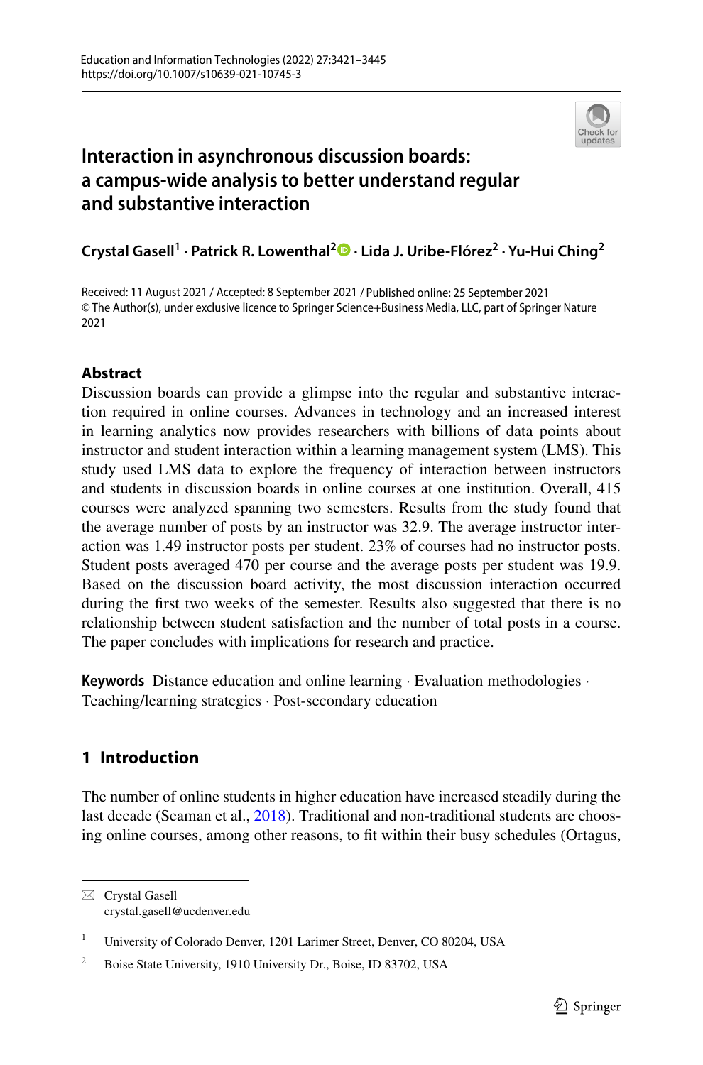# Interaction in asynchronous discussion boards: a campus-wide analysis to better understand regular and substantive interaction

**Crystal Gasell[1] · Patrick R. Lowenthal[2] · Lida J. Uribe-Flórez[2] · Yu-Hui Ching[2]**

Received: 11 August 2021 / Accepted: 8 September 2021 / Published online: 25 September 2021
© The Author(s), under exclusive licence to Springer Science+Business Media, LLC, part of Springer Nature 2021

## Abstract

Discussion boards can provide a glimpse into the regular and substantive interaction required in online courses. Advances in technology and an increased interest in learning analytics now provides researchers with billions of data points about instructor and student interaction within a learning management system (LMS). This study used LMS data to explore the frequency of interaction between instructors and students in discussion boards in online courses at one institution. Overall, 415 courses were analyzed spanning two semesters. Results from the study found that the average number of posts by an instructor was 32.9. The average instructor interaction was 1.49 instructor posts per student. 23% of courses had no instructor posts. Student posts averaged 470 per course and the average posts per student was 19.9. Based on the discussion board activity, the most discussion interaction occurred during the first two weeks of the semester. Results also suggested that there is no relationship between student satisfaction and the number of total posts in a course. The paper concludes with implications for research and practice.

**Keywords** Distance education and online learning · Evaluation methodologies · Teaching/learning strategies · Post-secondary education

## 1 Introduction

The number of online students in higher education have increased steadily during the last decade (Seaman et al., 2018). Traditional and non-traditional students are choosing online courses, among other reasons, to fit within their busy schedules (Ortagus,

---

✉ Crystal Gasell
crystal.gasell@ucdenver.edu

[1] University of Colorado Denver, 1201 Larimer Street, Denver, CO 80204, USA

[2] Boise State University, 1910 University Dr., Boise, ID 83702, USA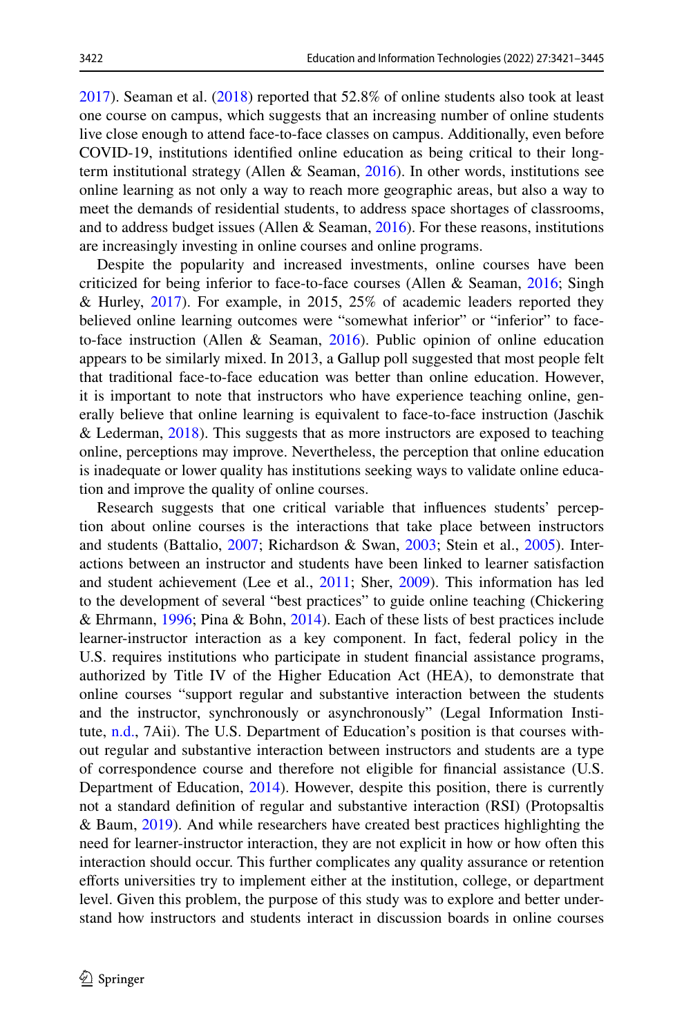2017). Seaman et al. (2018) reported that 52.8% of online students also took at least one course on campus, which suggests that an increasing number of online students live close enough to attend face-to-face classes on campus. Additionally, even before COVID-19, institutions identified online education as being critical to their long-term institutional strategy (Allen & Seaman, 2016). In other words, institutions see online learning as not only a way to reach more geographic areas, but also a way to meet the demands of residential students, to address space shortages of classrooms, and to address budget issues (Allen & Seaman, 2016). For these reasons, institutions are increasingly investing in online courses and online programs.

Despite the popularity and increased investments, online courses have been criticized for being inferior to face-to-face courses (Allen & Seaman, 2016; Singh & Hurley, 2017). For example, in 2015, 25% of academic leaders reported they believed online learning outcomes were "somewhat inferior" or "inferior" to face-to-face instruction (Allen & Seaman, 2016). Public opinion of online education appears to be similarly mixed. In 2013, a Gallup poll suggested that most people felt that traditional face-to-face education was better than online education. However, it is important to note that instructors who have experience teaching online, generally believe that online learning is equivalent to face-to-face instruction (Jaschik & Lederman, 2018). This suggests that as more instructors are exposed to teaching online, perceptions may improve. Nevertheless, the perception that online education is inadequate or lower quality has institutions seeking ways to validate online education and improve the quality of online courses.

Research suggests that one critical variable that influences students' perception about online courses is the interactions that take place between instructors and students (Battalio, 2007; Richardson & Swan, 2003; Stein et al., 2005). Interactions between an instructor and students have been linked to learner satisfaction and student achievement (Lee et al., 2011; Sher, 2009). This information has led to the development of several "best practices" to guide online teaching (Chickering & Ehrmann, 1996; Pina & Bohn, 2014). Each of these lists of best practices include learner-instructor interaction as a key component. In fact, federal policy in the U.S. requires institutions who participate in student financial assistance programs, authorized by Title IV of the Higher Education Act (HEA), to demonstrate that online courses "support regular and substantive interaction between the students and the instructor, synchronously or asynchronously" (Legal Information Institute, n.d., 7Aii). The U.S. Department of Education's position is that courses without regular and substantive interaction between instructors and students are a type of correspondence course and therefore not eligible for financial assistance (U.S. Department of Education, 2014). However, despite this position, there is currently not a standard definition of regular and substantive interaction (RSI) (Protopsaltis & Baum, 2019). And while researchers have created best practices highlighting the need for learner-instructor interaction, they are not explicit in how or how often this interaction should occur. This further complicates any quality assurance or retention efforts universities try to implement either at the institution, college, or department level. Given this problem, the purpose of this study was to explore and better understand how instructors and students interact in discussion boards in online courses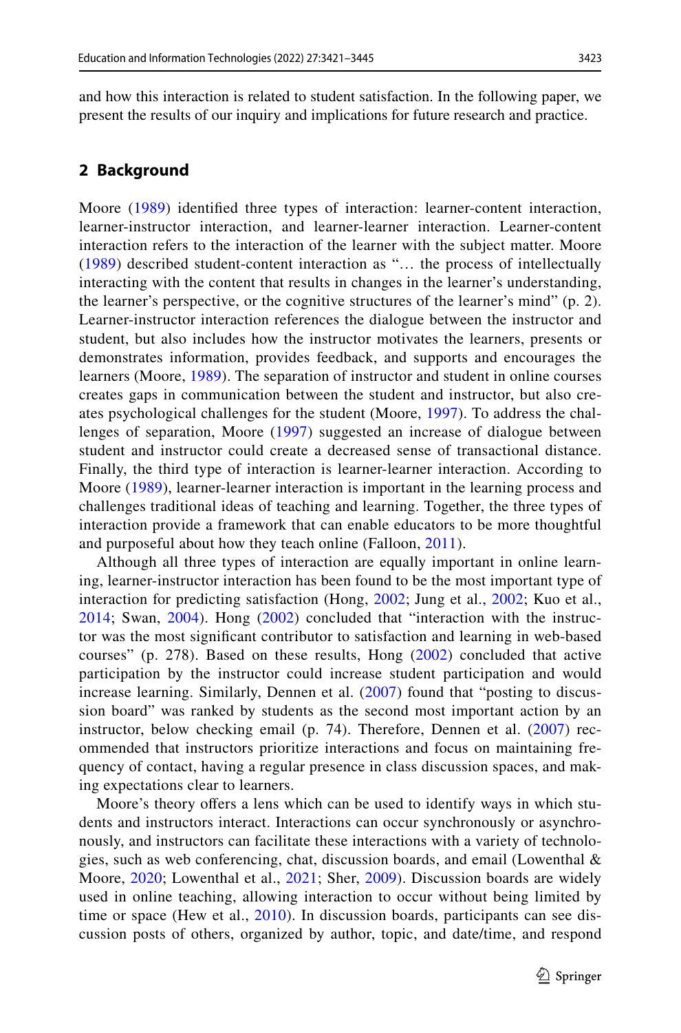and how this interaction is related to student satisfaction. In the following paper, we present the results of our inquiry and implications for future research and practice.

## 2 Background

Moore (1989) identified three types of interaction: learner-content interaction, learner-instructor interaction, and learner-learner interaction. Learner-content interaction refers to the interaction of the learner with the subject matter. Moore (1989) described student-content interaction as "… the process of intellectually interacting with the content that results in changes in the learner's understanding, the learner's perspective, or the cognitive structures of the learner's mind" (p. 2). Learner-instructor interaction references the dialogue between the instructor and student, but also includes how the instructor motivates the learners, presents or demonstrates information, provides feedback, and supports and encourages the learners (Moore, 1989). The separation of instructor and student in online courses creates gaps in communication between the student and instructor, but also creates psychological challenges for the student (Moore, 1997). To address the challenges of separation, Moore (1997) suggested an increase of dialogue between student and instructor could create a decreased sense of transactional distance. Finally, the third type of interaction is learner-learner interaction. According to Moore (1989), learner-learner interaction is important in the learning process and challenges traditional ideas of teaching and learning. Together, the three types of interaction provide a framework that can enable educators to be more thoughtful and purposeful about how they teach online (Falloon, 2011).

Although all three types of interaction are equally important in online learning, learner-instructor interaction has been found to be the most important type of interaction for predicting satisfaction (Hong, 2002; Jung et al., 2002; Kuo et al., 2014; Swan, 2004). Hong (2002) concluded that "interaction with the instructor was the most significant contributor to satisfaction and learning in web-based courses" (p. 278). Based on these results, Hong (2002) concluded that active participation by the instructor could increase student participation and would increase learning. Similarly, Dennen et al. (2007) found that "posting to discussion board" was ranked by students as the second most important action by an instructor, below checking email (p. 74). Therefore, Dennen et al. (2007) recommended that instructors prioritize interactions and focus on maintaining frequency of contact, having a regular presence in class discussion spaces, and making expectations clear to learners.

Moore's theory offers a lens which can be used to identify ways in which students and instructors interact. Interactions can occur synchronously or asynchronously, and instructors can facilitate these interactions with a variety of technologies, such as web conferencing, chat, discussion boards, and email (Lowenthal & Moore, 2020; Lowenthal et al., 2021; Sher, 2009). Discussion boards are widely used in online teaching, allowing interaction to occur without being limited by time or space (Hew et al., 2010). In discussion boards, participants can see discussion posts of others, organized by author, topic, and date/time, and respond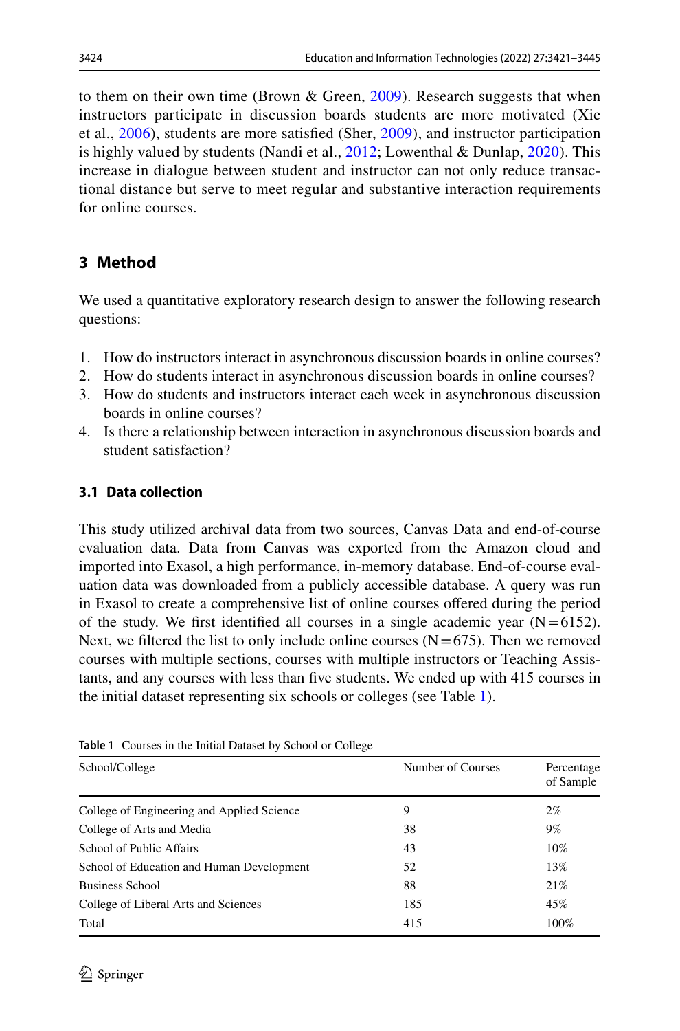to them on their own time (Brown & Green, 2009). Research suggests that when instructors participate in discussion boards students are more motivated (Xie et al., 2006), students are more satisfied (Sher, 2009), and instructor participation is highly valued by students (Nandi et al., 2012; Lowenthal & Dunlap, 2020). This increase in dialogue between student and instructor can not only reduce transactional distance but serve to meet regular and substantive interaction requirements for online courses.

## 3 Method

We used a quantitative exploratory research design to answer the following research questions:

1. How do instructors interact in asynchronous discussion boards in online courses?
2. How do students interact in asynchronous discussion boards in online courses?
3. How do students and instructors interact each week in asynchronous discussion boards in online courses?
4. Is there a relationship between interaction in asynchronous discussion boards and student satisfaction?

### 3.1 Data collection

This study utilized archival data from two sources, Canvas Data and end-of-course evaluation data. Data from Canvas was exported from the Amazon cloud and imported into Exasol, a high performance, in-memory database. End-of-course evaluation data was downloaded from a publicly accessible database. A query was run in Exasol to create a comprehensive list of online courses offered during the period of the study. We first identified all courses in a single academic year (N = 6152). Next, we filtered the list to only include online courses (N = 675). Then we removed courses with multiple sections, courses with multiple instructors or Teaching Assistants, and any courses with less than five students. We ended up with 415 courses in the initial dataset representing six schools or colleges (see Table 1).

**Table 1** Courses in the Initial Dataset by School or College

| School/College | Number of Courses | Percentage of Sample |
|---|---|---|
| College of Engineering and Applied Science | 9 | 2% |
| College of Arts and Media | 38 | 9% |
| School of Public Affairs | 43 | 10% |
| School of Education and Human Development | 52 | 13% |
| Business School | 88 | 21% |
| College of Liberal Arts and Sciences | 185 | 45% |
| Total | 415 | 100% |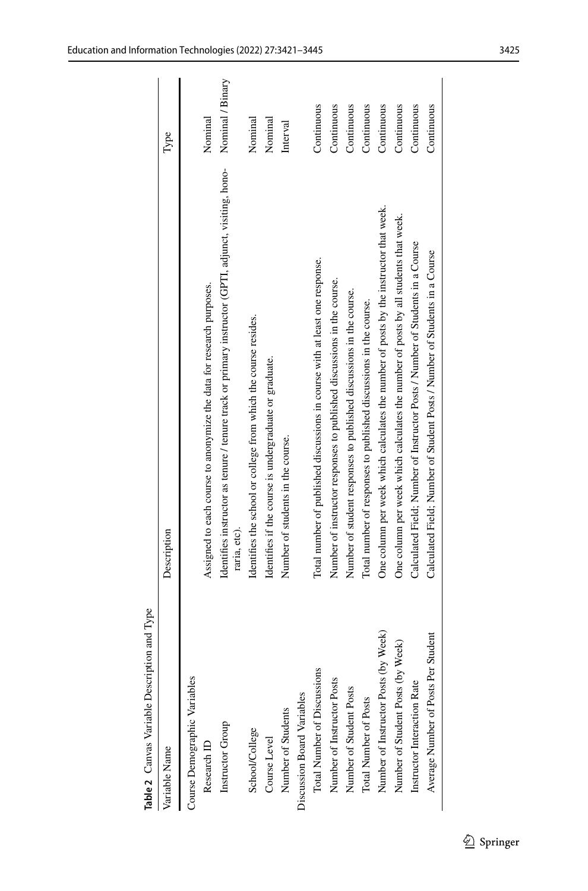**Table 2** Canvas Variable Description and Type

| Variable Name | Description | Type |
|---|---|---|
| Course Demographic Variables | | |
| Research ID | Assigned to each course to anonymize the data for research purposes. | Nominal |
| Instructor Group | Identifies instructor as tenure / tenure track or primary instructor (GPTI, adjunct, visiting, honoraria, etc). | Nominal / Binary |
| School/College | Identifies the school or college from which the course resides. | Nominal |
| Course Level | Identifies if the course is undergraduate or graduate. | Nominal |
| Number of Students | Number of students in the course. | Interval |
| Discussion Board Variables | | |
| Total Number of Discussions | Total number of published discussions in course with at least one response. | Continuous |
| Number of Instructor Posts | Number of instructor responses to published discussions in the course. | Continuous |
| Number of Student Posts | Number of student responses to published discussions in the course. | Continuous |
| Total Number of Posts | Total number of responses to published discussions in the course. | Continuous |
| Number of Instructor Posts (by Week) | One column per week which calculates the number of posts by the instructor that week. | Continuous |
| Number of Student Posts (by Week) | One column per week which calculates the number of posts by all students that week. | Continuous |
| Instructor Interaction Rate | Calculated Field; Number of Instructor Posts / Number of Students in a Course | Continuous |
| Average Number of Posts Per Student | Calculated Field; Number of Student Posts / Number of Students in a Course | Continuous |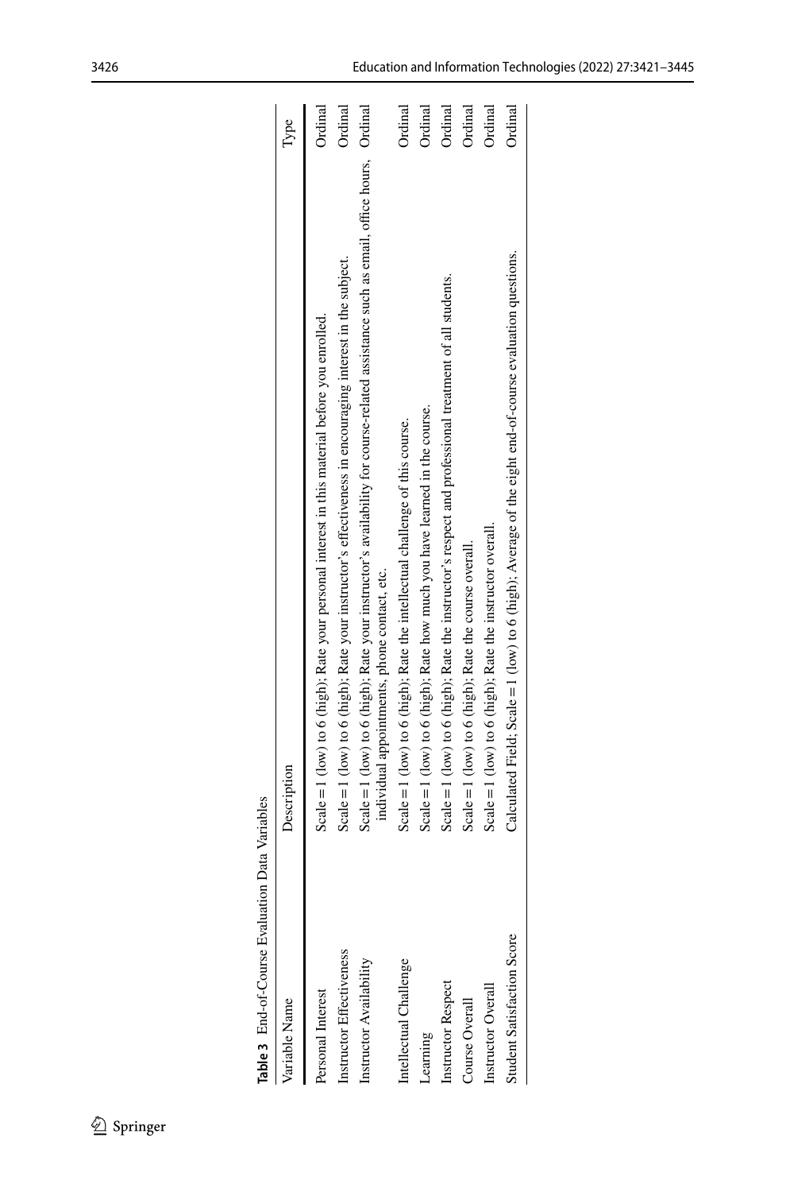**Table 3** End-of-Course Evaluation Data Variables

| Variable Name | Description | Type |
| --- | --- | --- |
| Personal Interest | Scale = 1 (low) to 6 (high); Rate your personal interest in this material before you enrolled. | Ordinal |
| Instructor Effectiveness | Scale = 1 (low) to 6 (high); Rate your instructor's effectiveness in encouraging interest in the subject. | Ordinal |
| Instructor Availability | Scale = 1 (low) to 6 (high); Rate your instructor's availability for course-related assistance such as email, office hours, individual appointments, phone contact, etc. | Ordinal |
| Intellectual Challenge | Scale = 1 (low) to 6 (high); Rate the intellectual challenge of this course. | Ordinal |
| Learning | Scale = 1 (low) to 6 (high); Rate how much you have learned in the course. | Ordinal |
| Instructor Respect | Scale = 1 (low) to 6 (high); Rate the instructor's respect and professional treatment of all students. | Ordinal |
| Course Overall | Scale = 1 (low) to 6 (high); Rate the course overall. | Ordinal |
| Instructor Overall | Scale = 1 (low) to 6 (high); Rate the instructor overall. | Ordinal |
| Student Satisfaction Score | Calculated Field; Scale = 1 (low) to 6 (high); Average of the eight end-of-course evaluation questions. | Ordinal |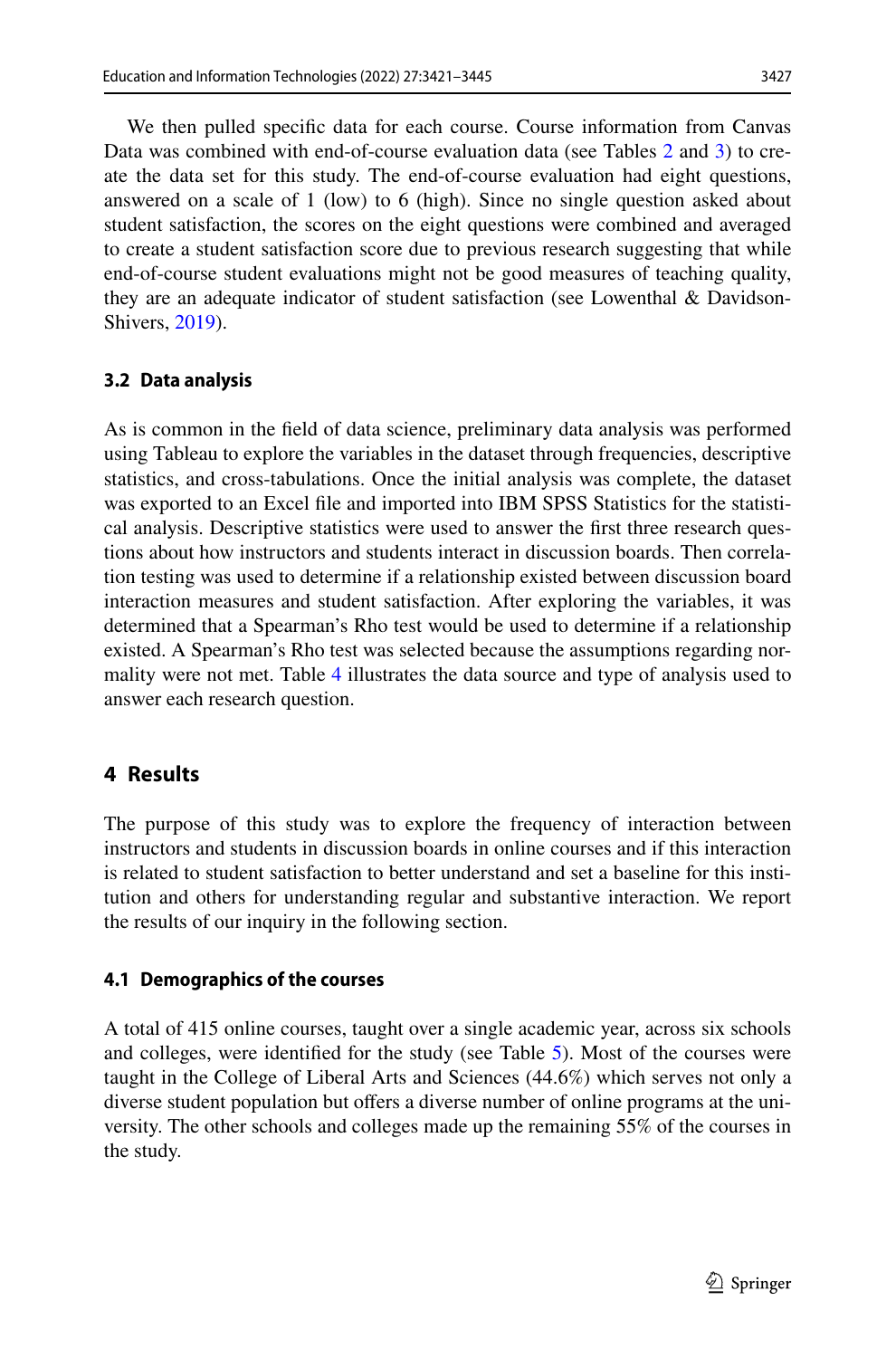We then pulled specific data for each course. Course information from Canvas Data was combined with end-of-course evaluation data (see Tables 2 and 3) to create the data set for this study. The end-of-course evaluation had eight questions, answered on a scale of 1 (low) to 6 (high). Since no single question asked about student satisfaction, the scores on the eight questions were combined and averaged to create a student satisfaction score due to previous research suggesting that while end-of-course student evaluations might not be good measures of teaching quality, they are an adequate indicator of student satisfaction (see Lowenthal & Davidson-Shivers, 2019).

### 3.2 Data analysis

As is common in the field of data science, preliminary data analysis was performed using Tableau to explore the variables in the dataset through frequencies, descriptive statistics, and cross-tabulations. Once the initial analysis was complete, the dataset was exported to an Excel file and imported into IBM SPSS Statistics for the statistical analysis. Descriptive statistics were used to answer the first three research questions about how instructors and students interact in discussion boards. Then correlation testing was used to determine if a relationship existed between discussion board interaction measures and student satisfaction. After exploring the variables, it was determined that a Spearman's Rho test would be used to determine if a relationship existed. A Spearman's Rho test was selected because the assumptions regarding normality were not met. Table 4 illustrates the data source and type of analysis used to answer each research question.

## 4 Results

The purpose of this study was to explore the frequency of interaction between instructors and students in discussion boards in online courses and if this interaction is related to student satisfaction to better understand and set a baseline for this institution and others for understanding regular and substantive interaction. We report the results of our inquiry in the following section.

### 4.1 Demographics of the courses

A total of 415 online courses, taught over a single academic year, across six schools and colleges, were identified for the study (see Table 5). Most of the courses were taught in the College of Liberal Arts and Sciences (44.6%) which serves not only a diverse student population but offers a diverse number of online programs at the university. The other schools and colleges made up the remaining 55% of the courses in the study.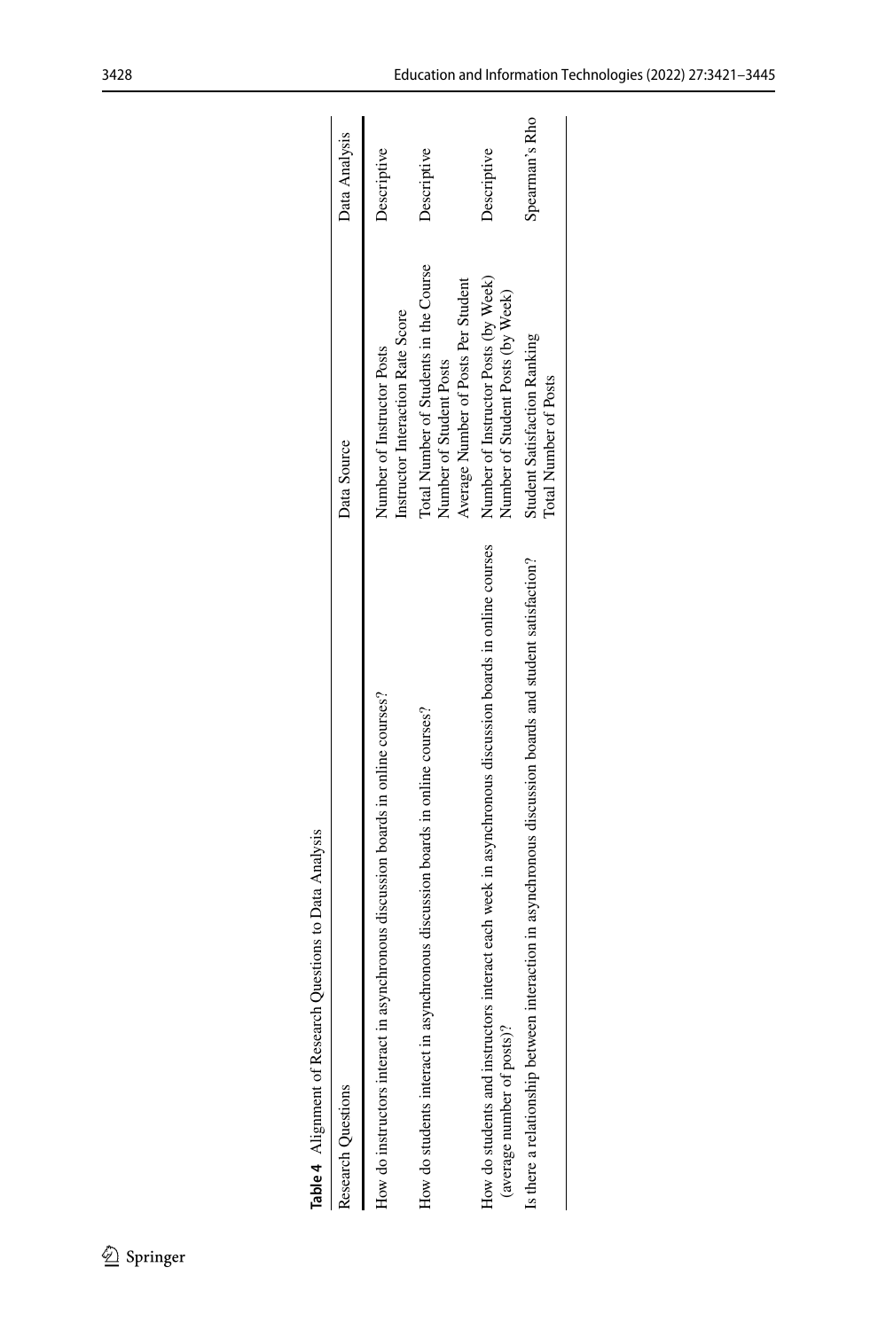**Table 4** Alignment of Research Questions to Data Analysis

| Research Questions | Data Source | Data Analysis |
|---|---|---|
| How do instructors interact in asynchronous discussion boards in online courses? | Number of Instructor Posts<br>Instructor Interaction Rate Score | Descriptive |
| How do students interact in asynchronous discussion boards in online courses? | Total Number of Students in the Course<br>Number of Student Posts<br>Average Number of Posts Per Student | Descriptive |
| How do students and instructors interact each week in asynchronous discussion boards in online courses (average number of posts)? | Number of Instructor Posts (by Week)<br>Number of Student Posts (by Week) | Descriptive |
| Is there a relationship between interaction in asynchronous discussion boards and student satisfaction? | Student Satisfaction Ranking<br>Total Number of Posts | Spearman's Rho |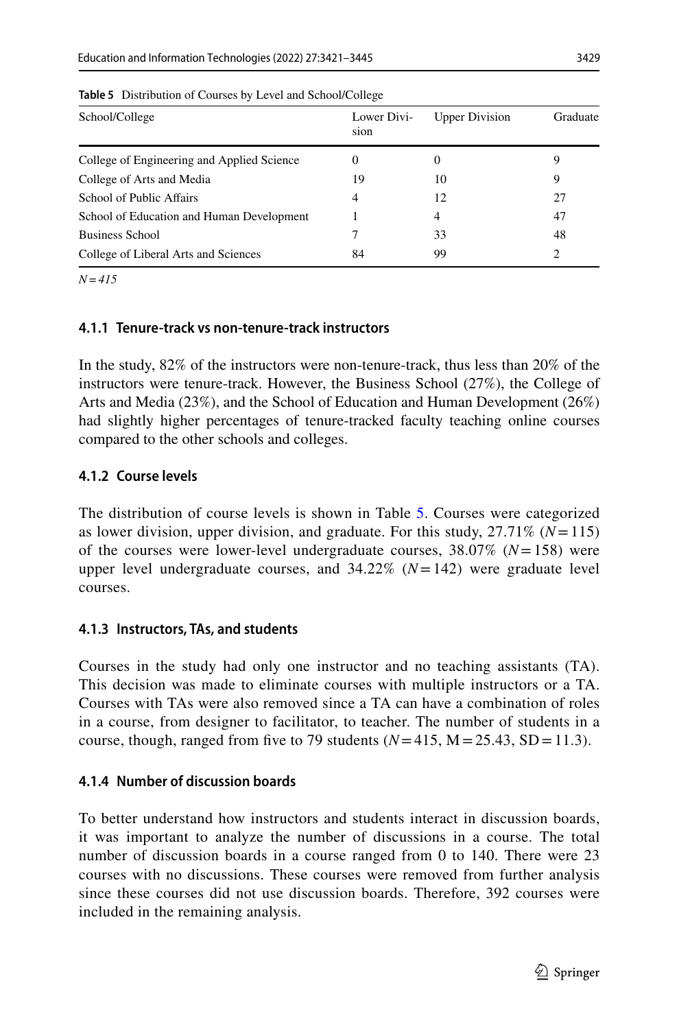**Table 5** Distribution of Courses by Level and School/College

| School/College | Lower Division | Upper Division | Graduate |
|---|---|---|---|
| College of Engineering and Applied Science | 0 | 0 | 9 |
| College of Arts and Media | 19 | 10 | 9 |
| School of Public Affairs | 4 | 12 | 27 |
| School of Education and Human Development | 1 | 4 | 47 |
| Business School | 7 | 33 | 48 |
| College of Liberal Arts and Sciences | 84 | 99 | 2 |

*N = 415*

#### 4.1.1 Tenure-track vs non-tenure-track instructors

In the study, 82% of the instructors were non-tenure-track, thus less than 20% of the instructors were tenure-track. However, the Business School (27%), the College of Arts and Media (23%), and the School of Education and Human Development (26%) had slightly higher percentages of tenure-tracked faculty teaching online courses compared to the other schools and colleges.

#### 4.1.2 Course levels

The distribution of course levels is shown in Table 5. Courses were categorized as lower division, upper division, and graduate. For this study, 27.71% ($N = 115$) of the courses were lower-level undergraduate courses, 38.07% ($N = 158$) were upper level undergraduate courses, and 34.22% ($N = 142$) were graduate level courses.

#### 4.1.3 Instructors, TAs, and students

Courses in the study had only one instructor and no teaching assistants (TA). This decision was made to eliminate courses with multiple instructors or a TA. Courses with TAs were also removed since a TA can have a combination of roles in a course, from designer to facilitator, to teacher. The number of students in a course, though, ranged from five to 79 students ($N = 415$, $M = 25.43$, $SD = 11.3$).

#### 4.1.4 Number of discussion boards

To better understand how instructors and students interact in discussion boards, it was important to analyze the number of discussions in a course. The total number of discussion boards in a course ranged from 0 to 140. There were 23 courses with no discussions. These courses were removed from further analysis since these courses did not use discussion boards. Therefore, 392 courses were included in the remaining analysis.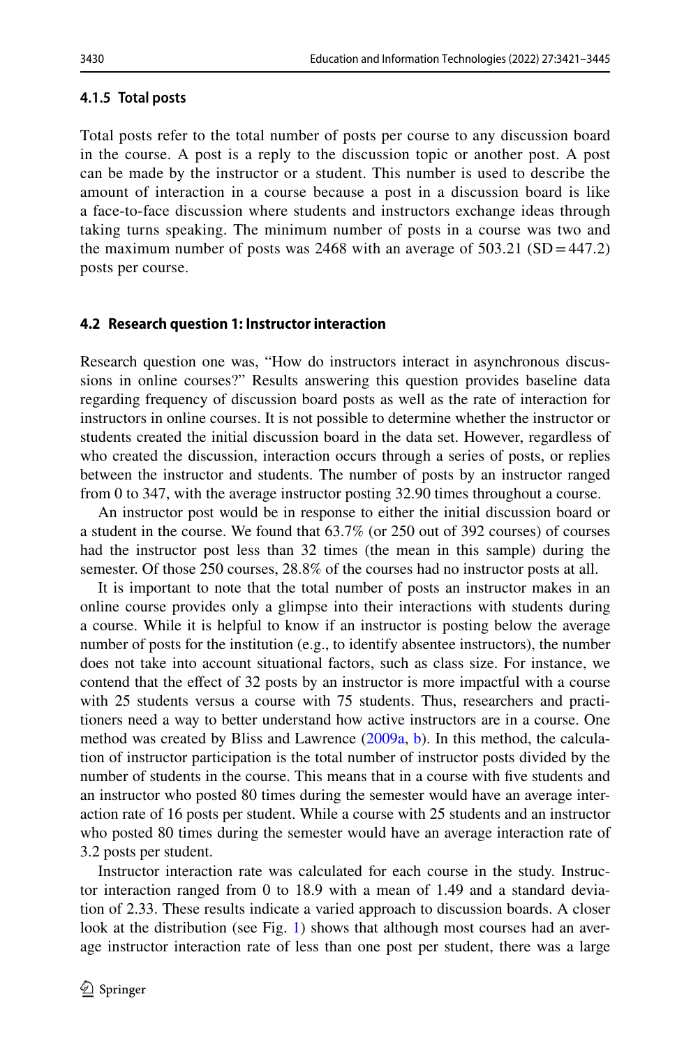#### 4.1.5 Total posts

Total posts refer to the total number of posts per course to any discussion board in the course. A post is a reply to the discussion topic or another post. A post can be made by the instructor or a student. This number is used to describe the amount of interaction in a course because a post in a discussion board is like a face-to-face discussion where students and instructors exchange ideas through taking turns speaking. The minimum number of posts in a course was two and the maximum number of posts was 2468 with an average of 503.21 (SD = 447.2) posts per course.

### 4.2 Research question 1: Instructor interaction

Research question one was, "How do instructors interact in asynchronous discussions in online courses?" Results answering this question provides baseline data regarding frequency of discussion board posts as well as the rate of interaction for instructors in online courses. It is not possible to determine whether the instructor or students created the initial discussion board in the data set. However, regardless of who created the discussion, interaction occurs through a series of posts, or replies between the instructor and students. The number of posts by an instructor ranged from 0 to 347, with the average instructor posting 32.90 times throughout a course.

An instructor post would be in response to either the initial discussion board or a student in the course. We found that 63.7% (or 250 out of 392 courses) of courses had the instructor post less than 32 times (the mean in this sample) during the semester. Of those 250 courses, 28.8% of the courses had no instructor posts at all.

It is important to note that the total number of posts an instructor makes in an online course provides only a glimpse into their interactions with students during a course. While it is helpful to know if an instructor is posting below the average number of posts for the institution (e.g., to identify absentee instructors), the number does not take into account situational factors, such as class size. For instance, we contend that the effect of 32 posts by an instructor is more impactful with a course with 25 students versus a course with 75 students. Thus, researchers and practitioners need a way to better understand how active instructors are in a course. One method was created by Bliss and Lawrence (2009a, b). In this method, the calculation of instructor participation is the total number of instructor posts divided by the number of students in the course. This means that in a course with five students and an instructor who posted 80 times during the semester would have an average interaction rate of 16 posts per student. While a course with 25 students and an instructor who posted 80 times during the semester would have an average interaction rate of 3.2 posts per student.

Instructor interaction rate was calculated for each course in the study. Instructor interaction ranged from 0 to 18.9 with a mean of 1.49 and a standard deviation of 2.33. These results indicate a varied approach to discussion boards. A closer look at the distribution (see Fig. 1) shows that although most courses had an average instructor interaction rate of less than one post per student, there was a large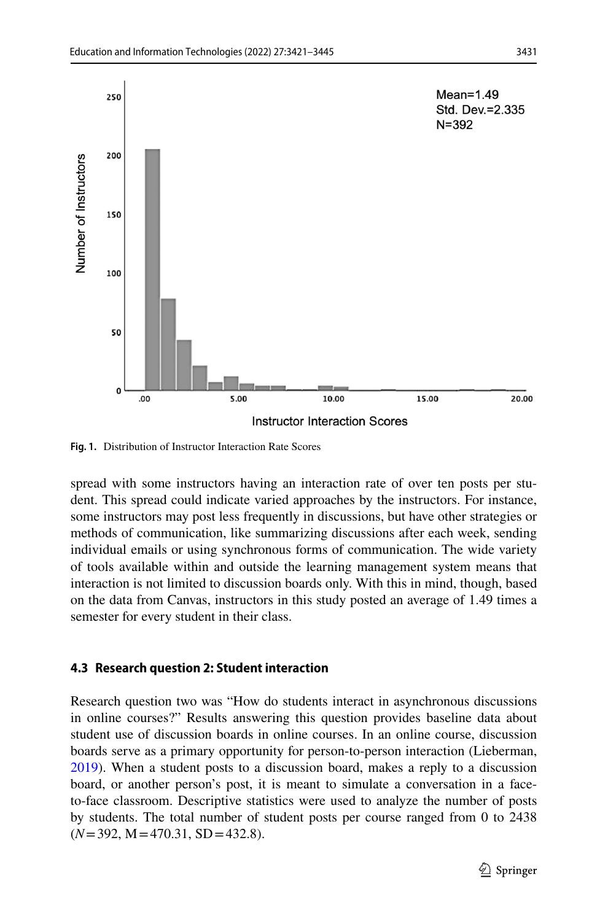Fig. 1. Distribution of Instructor Interaction Rate Scores

spread with some instructors having an interaction rate of over ten posts per student. This spread could indicate varied approaches by the instructors. For instance, some instructors may post less frequently in discussions, but have other strategies or methods of communication, like summarizing discussions after each week, sending individual emails or using synchronous forms of communication. The wide variety of tools available within and outside the learning management system means that interaction is not limited to discussion boards only. With this in mind, though, based on the data from Canvas, instructors in this study posted an average of 1.49 times a semester for every student in their class.

### 4.3 Research question 2: Student interaction

Research question two was "How do students interact in asynchronous discussions in online courses?" Results answering this question provides baseline data about student use of discussion boards in online courses. In an online course, discussion boards serve as a primary opportunity for person-to-person interaction (Lieberman, 2019). When a student posts to a discussion board, makes a reply to a discussion board, or another person's post, it is meant to simulate a conversation in a face-to-face classroom. Descriptive statistics were used to analyze the number of posts by students. The total number of student posts per course ranged from 0 to 2438 ($N = 392$, $M = 470.31$, $SD = 432.8$).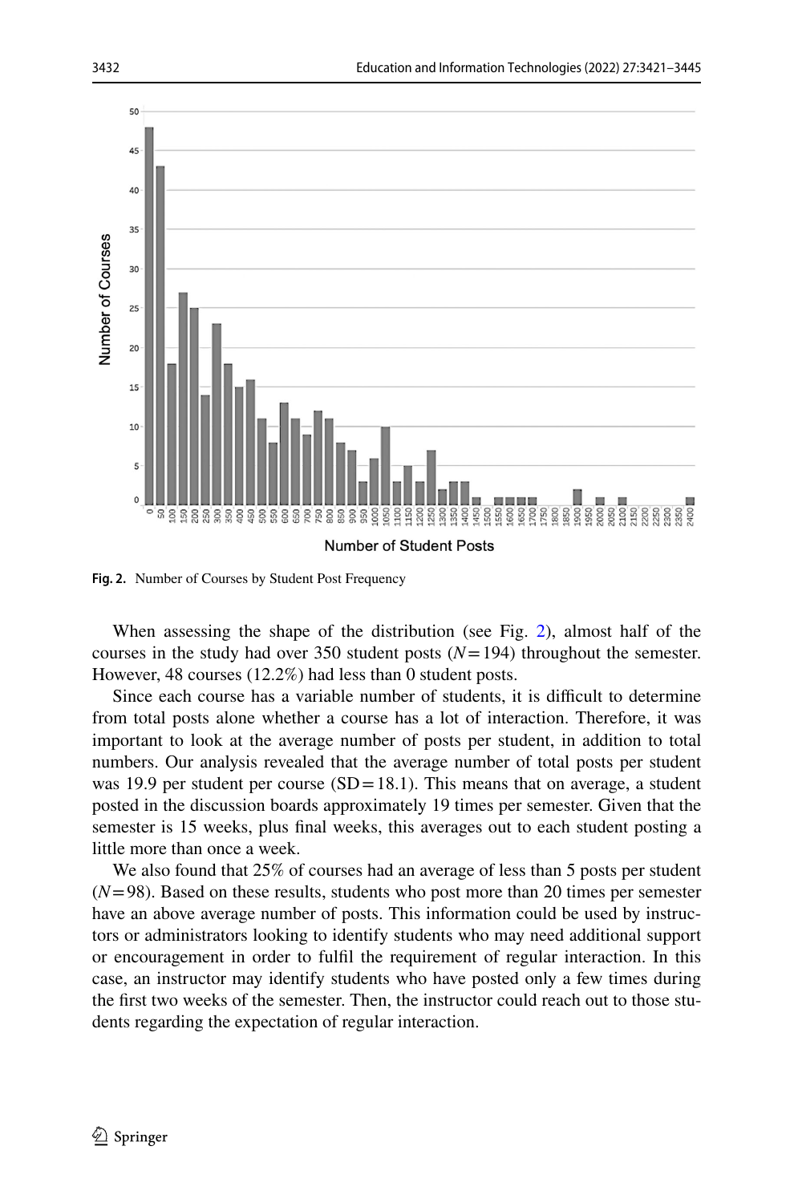Fig. 2. Number of Courses by Student Post Frequency

When assessing the shape of the distribution (see Fig. 2), almost half of the courses in the study had over 350 student posts ($N = 194$) throughout the semester. However, 48 courses (12.2%) had less than 0 student posts.

Since each course has a variable number of students, it is difficult to determine from total posts alone whether a course has a lot of interaction. Therefore, it was important to look at the average number of posts per student, in addition to total numbers. Our analysis revealed that the average number of total posts per student was 19.9 per student per course (SD = 18.1). This means that on average, a student posted in the discussion boards approximately 19 times per semester. Given that the semester is 15 weeks, plus final weeks, this averages out to each student posting a little more than once a week.

We also found that 25% of courses had an average of less than 5 posts per student ($N = 98$). Based on these results, students who post more than 20 times per semester have an above average number of posts. This information could be used by instructors or administrators looking to identify students who may need additional support or encouragement in order to fulfil the requirement of regular interaction. In this case, an instructor may identify students who have posted only a few times during the first two weeks of the semester. Then, the instructor could reach out to those students regarding the expectation of regular interaction.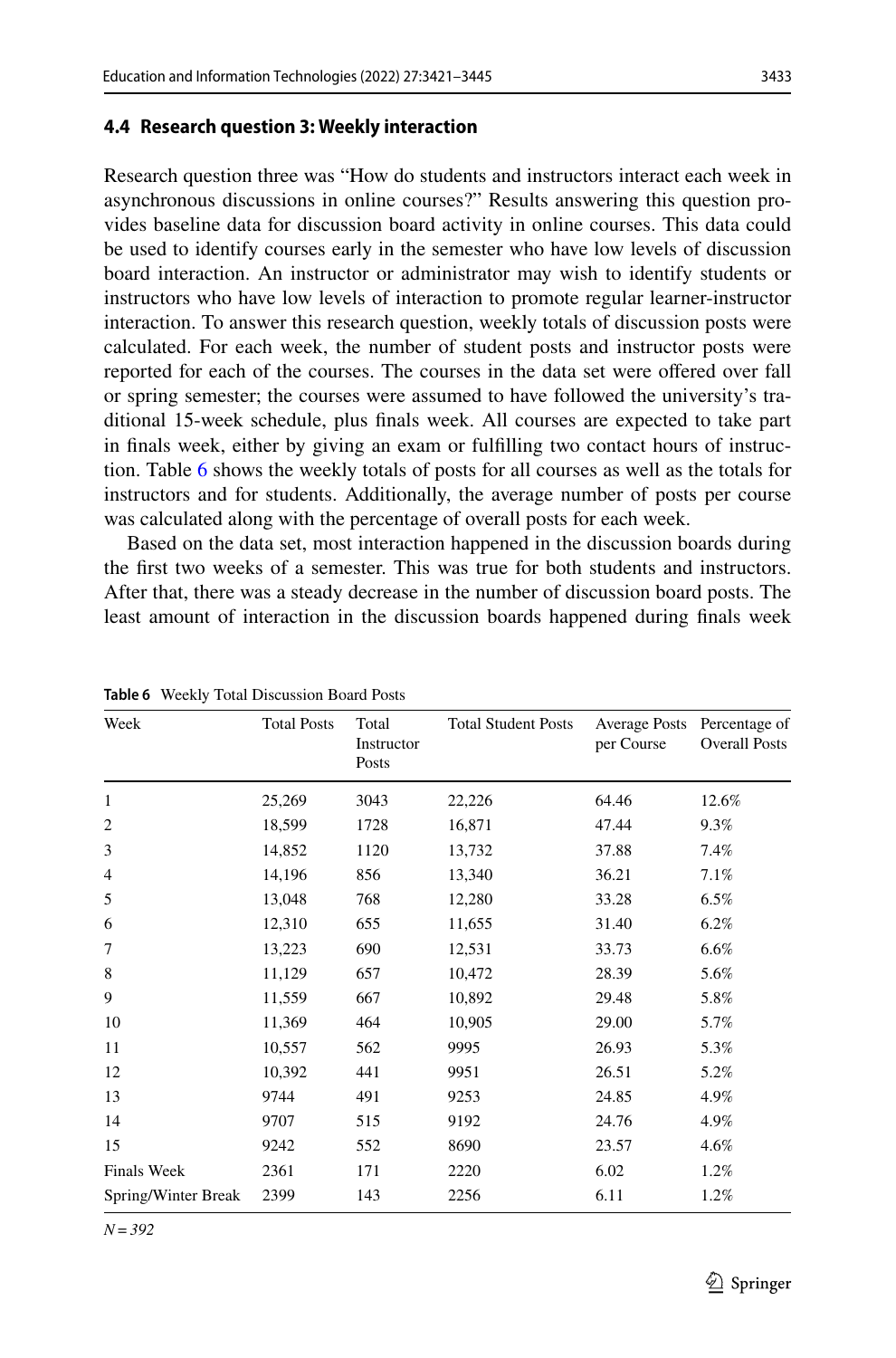### 4.4 Research question 3: Weekly interaction

Research question three was "How do students and instructors interact each week in asynchronous discussions in online courses?" Results answering this question provides baseline data for discussion board activity in online courses. This data could be used to identify courses early in the semester who have low levels of discussion board interaction. An instructor or administrator may wish to identify students or instructors who have low levels of interaction to promote regular learner-instructor interaction. To answer this research question, weekly totals of discussion posts were calculated. For each week, the number of student posts and instructor posts were reported for each of the courses. The courses in the data set were offered over fall or spring semester; the courses were assumed to have followed the university's traditional 15-week schedule, plus finals week. All courses are expected to take part in finals week, either by giving an exam or fulfilling two contact hours of instruction. Table 6 shows the weekly totals of posts for all courses as well as the totals for instructors and for students. Additionally, the average number of posts per course was calculated along with the percentage of overall posts for each week.

Based on the data set, most interaction happened in the discussion boards during the first two weeks of a semester. This was true for both students and instructors. After that, there was a steady decrease in the number of discussion board posts. The least amount of interaction in the discussion boards happened during finals week

**Table 6** Weekly Total Discussion Board Posts

| Week | Total Posts | Total Instructor Posts | Total Student Posts | Average Posts per Course | Percentage of Overall Posts |
|---|---|---|---|---|---|
| 1 | 25,269 | 3043 | 22,226 | 64.46 | 12.6% |
| 2 | 18,599 | 1728 | 16,871 | 47.44 | 9.3% |
| 3 | 14,852 | 1120 | 13,732 | 37.88 | 7.4% |
| 4 | 14,196 | 856 | 13,340 | 36.21 | 7.1% |
| 5 | 13,048 | 768 | 12,280 | 33.28 | 6.5% |
| 6 | 12,310 | 655 | 11,655 | 31.40 | 6.2% |
| 7 | 13,223 | 690 | 12,531 | 33.73 | 6.6% |
| 8 | 11,129 | 657 | 10,472 | 28.39 | 5.6% |
| 9 | 11,559 | 667 | 10,892 | 29.48 | 5.8% |
| 10 | 11,369 | 464 | 10,905 | 29.00 | 5.7% |
| 11 | 10,557 | 562 | 9995 | 26.93 | 5.3% |
| 12 | 10,392 | 441 | 9951 | 26.51 | 5.2% |
| 13 | 9744 | 491 | 9253 | 24.85 | 4.9% |
| 14 | 9707 | 515 | 9192 | 24.76 | 4.9% |
| 15 | 9242 | 552 | 8690 | 23.57 | 4.6% |
| Finals Week | 2361 | 171 | 2220 | 6.02 | 1.2% |
| Spring/Winter Break | 2399 | 143 | 2256 | 6.11 | 1.2% |

*N = 392*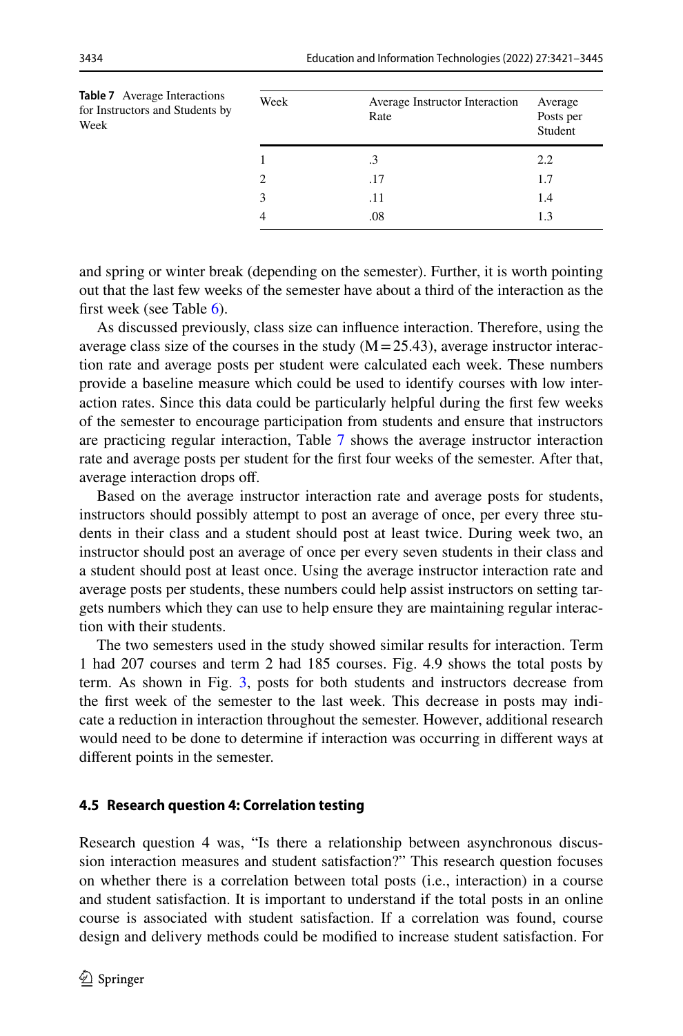**Table 7** Average Interactions for Instructors and Students by Week

| Week | Average Instructor Interaction Rate | Average Posts per Student |
|---|---|---|
| 1 | .3 | 2.2 |
| 2 | .17 | 1.7 |
| 3 | .11 | 1.4 |
| 4 | .08 | 1.3 |

and spring or winter break (depending on the semester). Further, it is worth pointing out that the last few weeks of the semester have about a third of the interaction as the first week (see Table 6).

As discussed previously, class size can influence interaction. Therefore, using the average class size of the courses in the study ($M = 25.43$), average instructor interaction rate and average posts per student were calculated each week. These numbers provide a baseline measure which could be used to identify courses with low interaction rates. Since this data could be particularly helpful during the first few weeks of the semester to encourage participation from students and ensure that instructors are practicing regular interaction, Table 7 shows the average instructor interaction rate and average posts per student for the first four weeks of the semester. After that, average interaction drops off.

Based on the average instructor interaction rate and average posts for students, instructors should possibly attempt to post an average of once, per every three students in their class and a student should post at least twice. During week two, an instructor should post an average of once per every seven students in their class and a student should post at least once. Using the average instructor interaction rate and average posts per students, these numbers could help assist instructors on setting targets numbers which they can use to help ensure they are maintaining regular interaction with their students.

The two semesters used in the study showed similar results for interaction. Term 1 had 207 courses and term 2 had 185 courses. Fig. 4.9 shows the total posts by term. As shown in Fig. 3, posts for both students and instructors decrease from the first week of the semester to the last week. This decrease in posts may indicate a reduction in interaction throughout the semester. However, additional research would need to be done to determine if interaction was occurring in different ways at different points in the semester.

### 4.5 Research question 4: Correlation testing

Research question 4 was, "Is there a relationship between asynchronous discussion interaction measures and student satisfaction?" This research question focuses on whether there is a correlation between total posts (i.e., interaction) in a course and student satisfaction. It is important to understand if the total posts in an online course is associated with student satisfaction. If a correlation was found, course design and delivery methods could be modified to increase student satisfaction. For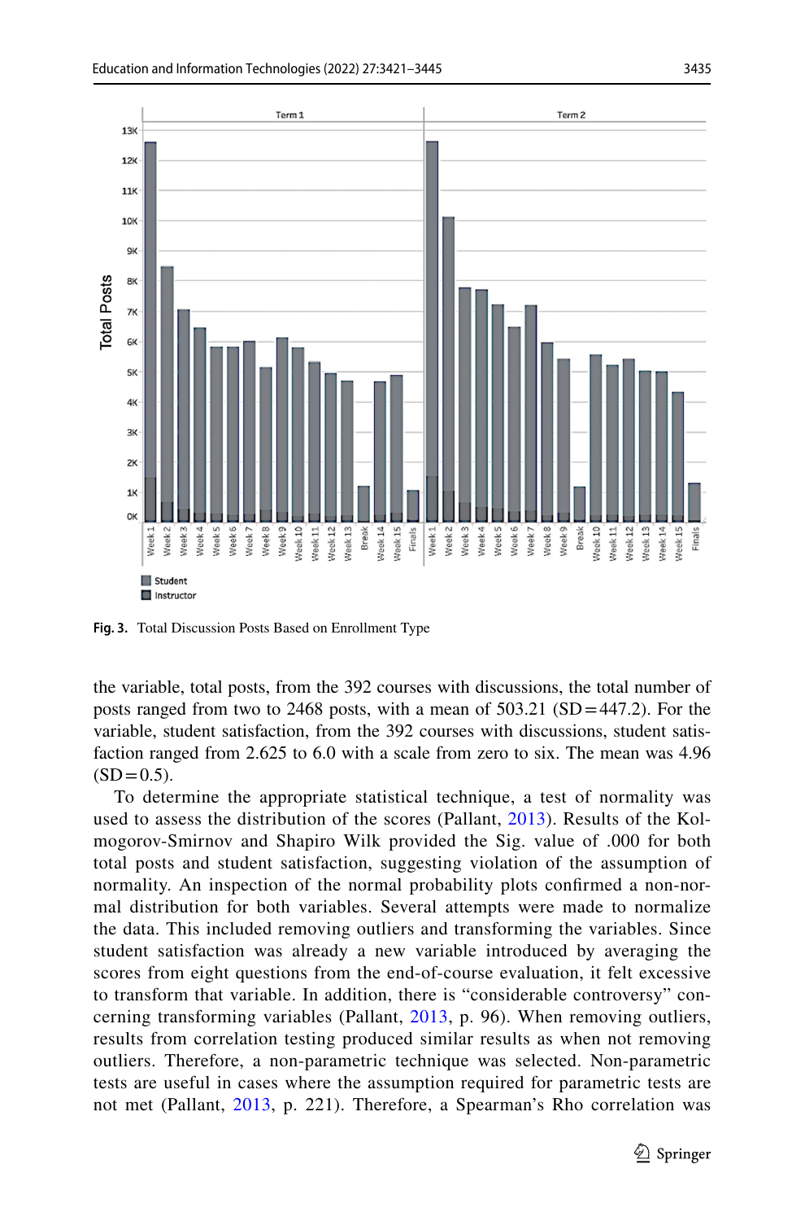Fig. 3. Total Discussion Posts Based on Enrollment Type

the variable, total posts, from the 392 courses with discussions, the total number of posts ranged from two to 2468 posts, with a mean of 503.21 (SD = 447.2). For the variable, student satisfaction, from the 392 courses with discussions, student satisfaction ranged from 2.625 to 6.0 with a scale from zero to six. The mean was 4.96 (SD = 0.5).

To determine the appropriate statistical technique, a test of normality was used to assess the distribution of the scores (Pallant, 2013). Results of the Kolmogorov-Smirnov and Shapiro Wilk provided the Sig. value of .000 for both total posts and student satisfaction, suggesting violation of the assumption of normality. An inspection of the normal probability plots confirmed a non-normal distribution for both variables. Several attempts were made to normalize the data. This included removing outliers and transforming the variables. Since student satisfaction was already a new variable introduced by averaging the scores from eight questions from the end-of-course evaluation, it felt excessive to transform that variable. In addition, there is "considerable controversy" concerning transforming variables (Pallant, 2013, p. 96). When removing outliers, results from correlation testing produced similar results as when not removing outliers. Therefore, a non-parametric technique was selected. Non-parametric tests are useful in cases where the assumption required for parametric tests are not met (Pallant, 2013, p. 221). Therefore, a Spearman's Rho correlation was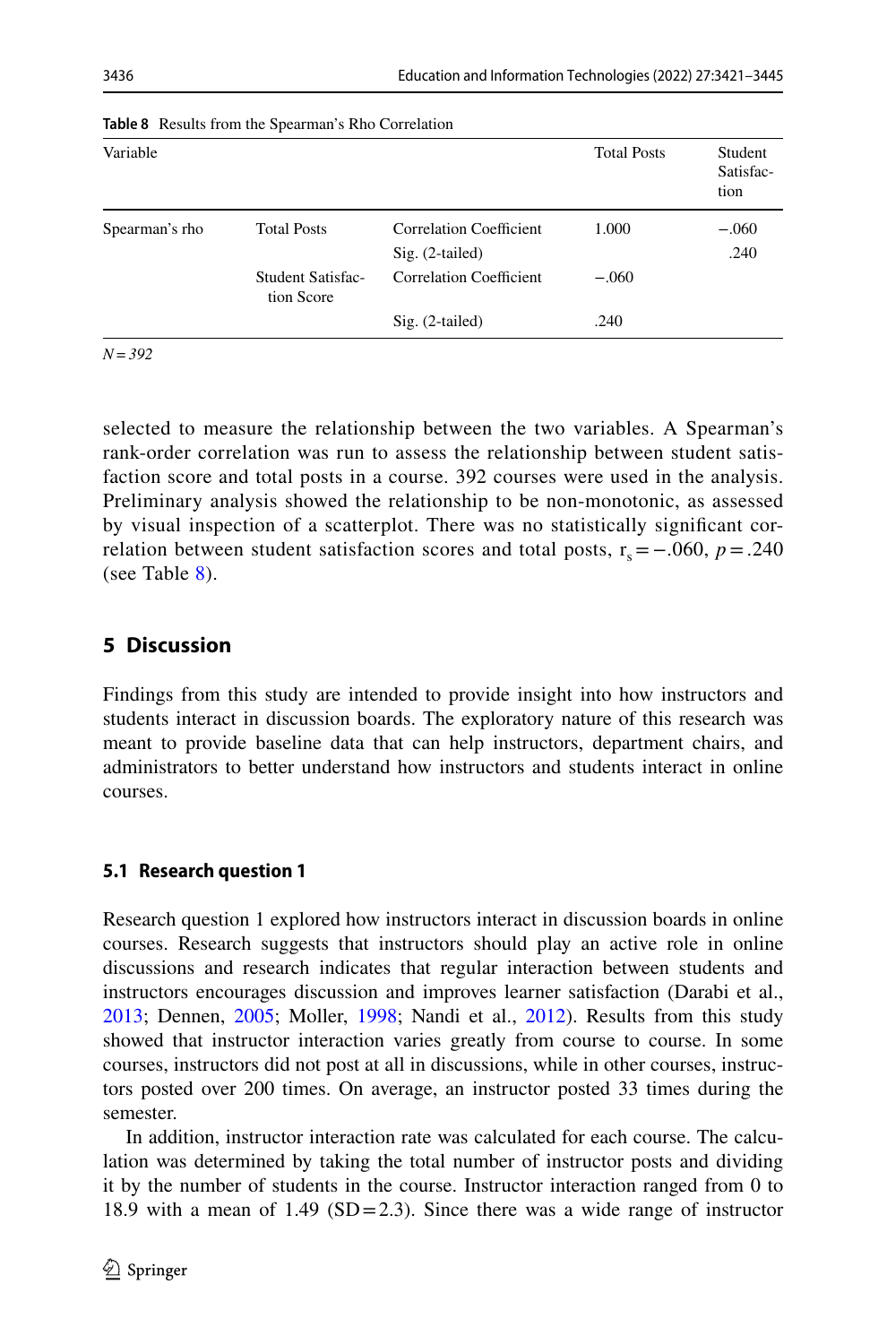**Table 8** Results from the Spearman's Rho Correlation

| Variable | | | Total Posts | Student Satisfaction |
|---|---|---|---|---|
| Spearman's rho | Total Posts | Correlation Coefficient | 1.000 | −.060 |
| | | Sig. (2-tailed) | | .240 |
| | Student Satisfaction Score | Correlation Coefficient | −.060 | |
| | | Sig. (2-tailed) | .240 | |

*N = 392*

selected to measure the relationship between the two variables. A Spearman's rank-order correlation was run to assess the relationship between student satisfaction score and total posts in a course. 392 courses were used in the analysis. Preliminary analysis showed the relationship to be non-monotonic, as assessed by visual inspection of a scatterplot. There was no statistically significant correlation between student satisfaction scores and total posts, $r_s = -.060$, $p = .240$ (see Table 8).

## 5 Discussion

Findings from this study are intended to provide insight into how instructors and students interact in discussion boards. The exploratory nature of this research was meant to provide baseline data that can help instructors, department chairs, and administrators to better understand how instructors and students interact in online courses.

### 5.1 Research question 1

Research question 1 explored how instructors interact in discussion boards in online courses. Research suggests that instructors should play an active role in online discussions and research indicates that regular interaction between students and instructors encourages discussion and improves learner satisfaction (Darabi et al., 2013; Dennen, 2005; Moller, 1998; Nandi et al., 2012). Results from this study showed that instructor interaction varies greatly from course to course. In some courses, instructors did not post at all in discussions, while in other courses, instructors posted over 200 times. On average, an instructor posted 33 times during the semester.

In addition, instructor interaction rate was calculated for each course. The calculation was determined by taking the total number of instructor posts and dividing it by the number of students in the course. Instructor interaction ranged from 0 to 18.9 with a mean of 1.49 (SD = 2.3). Since there was a wide range of instructor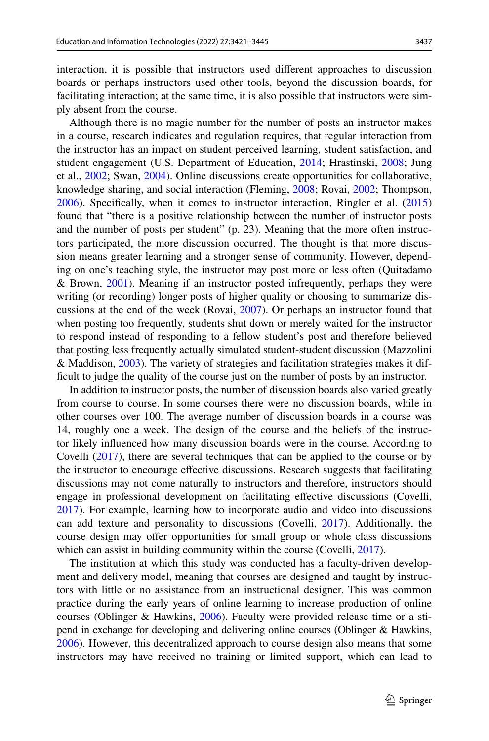interaction, it is possible that instructors used different approaches to discussion boards or perhaps instructors used other tools, beyond the discussion boards, for facilitating interaction; at the same time, it is also possible that instructors were simply absent from the course.

Although there is no magic number for the number of posts an instructor makes in a course, research indicates and regulation requires, that regular interaction from the instructor has an impact on student perceived learning, student satisfaction, and student engagement (U.S. Department of Education, 2014; Hrastinski, 2008; Jung et al., 2002; Swan, 2004). Online discussions create opportunities for collaborative, knowledge sharing, and social interaction (Fleming, 2008; Rovai, 2002; Thompson, 2006). Specifically, when it comes to instructor interaction, Ringler et al. (2015) found that "there is a positive relationship between the number of instructor posts and the number of posts per student" (p. 23). Meaning that the more often instructors participated, the more discussion occurred. The thought is that more discussion means greater learning and a stronger sense of community. However, depending on one's teaching style, the instructor may post more or less often (Quitadamo & Brown, 2001). Meaning if an instructor posted infrequently, perhaps they were writing (or recording) longer posts of higher quality or choosing to summarize discussions at the end of the week (Rovai, 2007). Or perhaps an instructor found that when posting too frequently, students shut down or merely waited for the instructor to respond instead of responding to a fellow student's post and therefore believed that posting less frequently actually simulated student-student discussion (Mazzolini & Maddison, 2003). The variety of strategies and facilitation strategies makes it difficult to judge the quality of the course just on the number of posts by an instructor.

In addition to instructor posts, the number of discussion boards also varied greatly from course to course. In some courses there were no discussion boards, while in other courses over 100. The average number of discussion boards in a course was 14, roughly one a week. The design of the course and the beliefs of the instructor likely influenced how many discussion boards were in the course. According to Covelli (2017), there are several techniques that can be applied to the course or by the instructor to encourage effective discussions. Research suggests that facilitating discussions may not come naturally to instructors and therefore, instructors should engage in professional development on facilitating effective discussions (Covelli, 2017). For example, learning how to incorporate audio and video into discussions can add texture and personality to discussions (Covelli, 2017). Additionally, the course design may offer opportunities for small group or whole class discussions which can assist in building community within the course (Covelli, 2017).

The institution at which this study was conducted has a faculty-driven development and delivery model, meaning that courses are designed and taught by instructors with little or no assistance from an instructional designer. This was common practice during the early years of online learning to increase production of online courses (Oblinger & Hawkins, 2006). Faculty were provided release time or a stipend in exchange for developing and delivering online courses (Oblinger & Hawkins, 2006). However, this decentralized approach to course design also means that some instructors may have received no training or limited support, which can lead to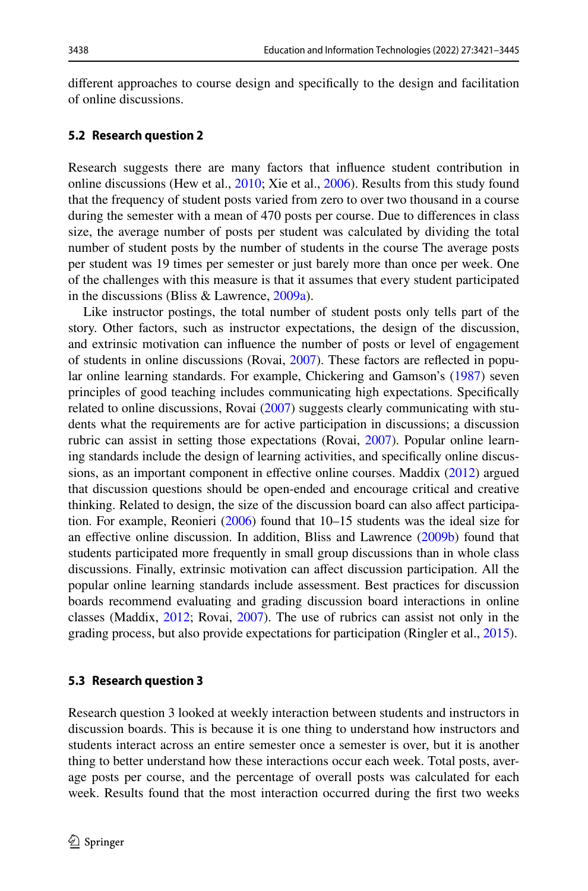different approaches to course design and specifically to the design and facilitation of online discussions.

### 5.2 Research question 2

Research suggests there are many factors that influence student contribution in online discussions (Hew et al., 2010; Xie et al., 2006). Results from this study found that the frequency of student posts varied from zero to over two thousand in a course during the semester with a mean of 470 posts per course. Due to differences in class size, the average number of posts per student was calculated by dividing the total number of student posts by the number of students in the course The average posts per student was 19 times per semester or just barely more than once per week. One of the challenges with this measure is that it assumes that every student participated in the discussions (Bliss & Lawrence, 2009a).

Like instructor postings, the total number of student posts only tells part of the story. Other factors, such as instructor expectations, the design of the discussion, and extrinsic motivation can influence the number of posts or level of engagement of students in online discussions (Rovai, 2007). These factors are reflected in popular online learning standards. For example, Chickering and Gamson's (1987) seven principles of good teaching includes communicating high expectations. Specifically related to online discussions, Rovai (2007) suggests clearly communicating with students what the requirements are for active participation in discussions; a discussion rubric can assist in setting those expectations (Rovai, 2007). Popular online learning standards include the design of learning activities, and specifically online discussions, as an important component in effective online courses. Maddix (2012) argued that discussion questions should be open-ended and encourage critical and creative thinking. Related to design, the size of the discussion board can also affect participation. For example, Reonieri (2006) found that 10–15 students was the ideal size for an effective online discussion. In addition, Bliss and Lawrence (2009b) found that students participated more frequently in small group discussions than in whole class discussions. Finally, extrinsic motivation can affect discussion participation. All the popular online learning standards include assessment. Best practices for discussion boards recommend evaluating and grading discussion board interactions in online classes (Maddix, 2012; Rovai, 2007). The use of rubrics can assist not only in the grading process, but also provide expectations for participation (Ringler et al., 2015).

### 5.3 Research question 3

Research question 3 looked at weekly interaction between students and instructors in discussion boards. This is because it is one thing to understand how instructors and students interact across an entire semester once a semester is over, but it is another thing to better understand how these interactions occur each week. Total posts, average posts per course, and the percentage of overall posts was calculated for each week. Results found that the most interaction occurred during the first two weeks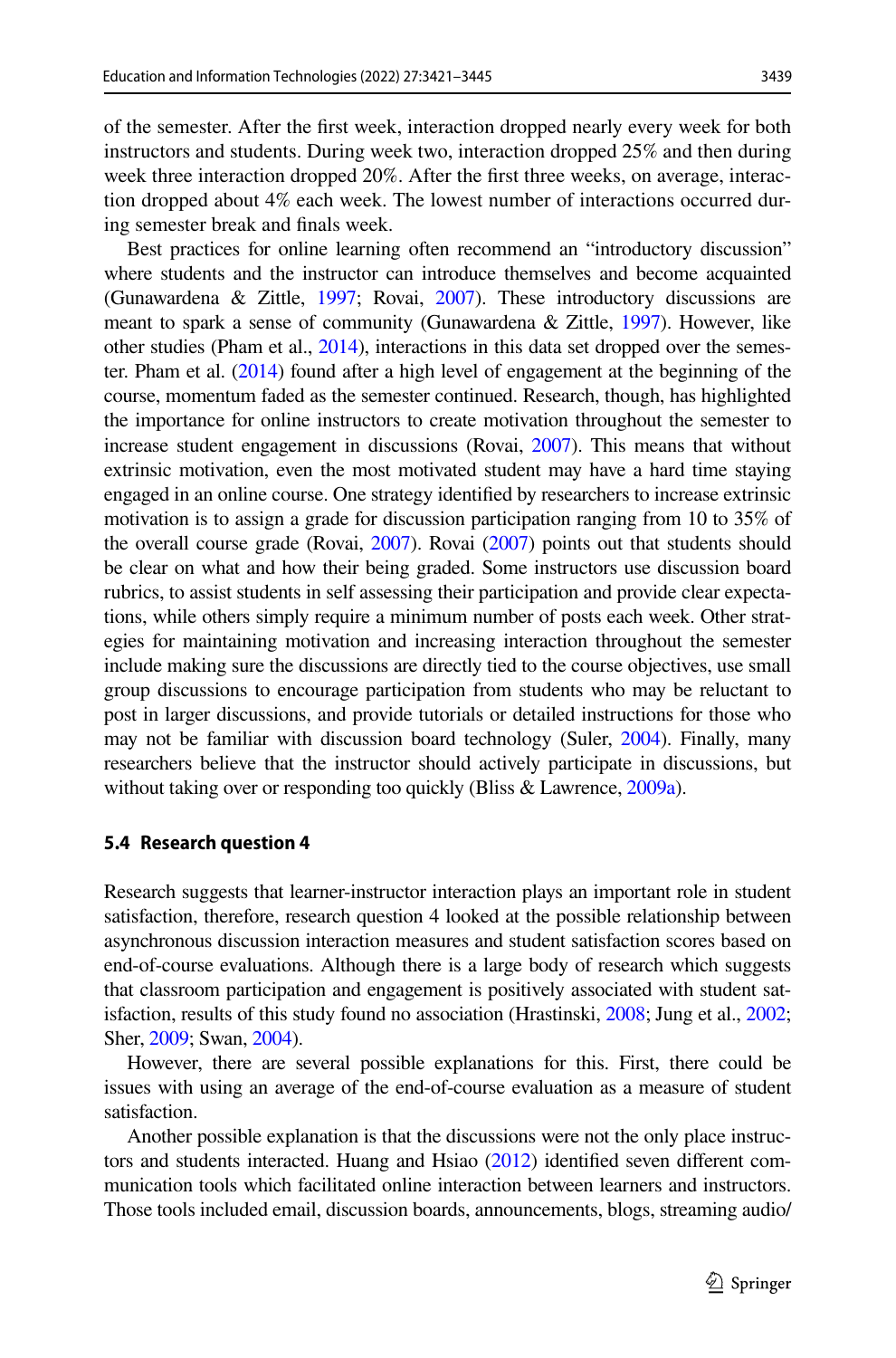of the semester. After the first week, interaction dropped nearly every week for both instructors and students. During week two, interaction dropped 25% and then during week three interaction dropped 20%. After the first three weeks, on average, interaction dropped about 4% each week. The lowest number of interactions occurred during semester break and finals week.

Best practices for online learning often recommend an "introductory discussion" where students and the instructor can introduce themselves and become acquainted (Gunawardena & Zittle, 1997; Rovai, 2007). These introductory discussions are meant to spark a sense of community (Gunawardena & Zittle, 1997). However, like other studies (Pham et al., 2014), interactions in this data set dropped over the semester. Pham et al. (2014) found after a high level of engagement at the beginning of the course, momentum faded as the semester continued. Research, though, has highlighted the importance for online instructors to create motivation throughout the semester to increase student engagement in discussions (Rovai, 2007). This means that without extrinsic motivation, even the most motivated student may have a hard time staying engaged in an online course. One strategy identified by researchers to increase extrinsic motivation is to assign a grade for discussion participation ranging from 10 to 35% of the overall course grade (Rovai, 2007). Rovai (2007) points out that students should be clear on what and how their being graded. Some instructors use discussion board rubrics, to assist students in self assessing their participation and provide clear expectations, while others simply require a minimum number of posts each week. Other strategies for maintaining motivation and increasing interaction throughout the semester include making sure the discussions are directly tied to the course objectives, use small group discussions to encourage participation from students who may be reluctant to post in larger discussions, and provide tutorials or detailed instructions for those who may not be familiar with discussion board technology (Suler, 2004). Finally, many researchers believe that the instructor should actively participate in discussions, but without taking over or responding too quickly (Bliss & Lawrence, 2009a).

### 5.4 Research question 4

Research suggests that learner-instructor interaction plays an important role in student satisfaction, therefore, research question 4 looked at the possible relationship between asynchronous discussion interaction measures and student satisfaction scores based on end-of-course evaluations. Although there is a large body of research which suggests that classroom participation and engagement is positively associated with student satisfaction, results of this study found no association (Hrastinski, 2008; Jung et al., 2002; Sher, 2009; Swan, 2004).

However, there are several possible explanations for this. First, there could be issues with using an average of the end-of-course evaluation as a measure of student satisfaction.

Another possible explanation is that the discussions were not the only place instructors and students interacted. Huang and Hsiao (2012) identified seven different communication tools which facilitated online interaction between learners and instructors. Those tools included email, discussion boards, announcements, blogs, streaming audio/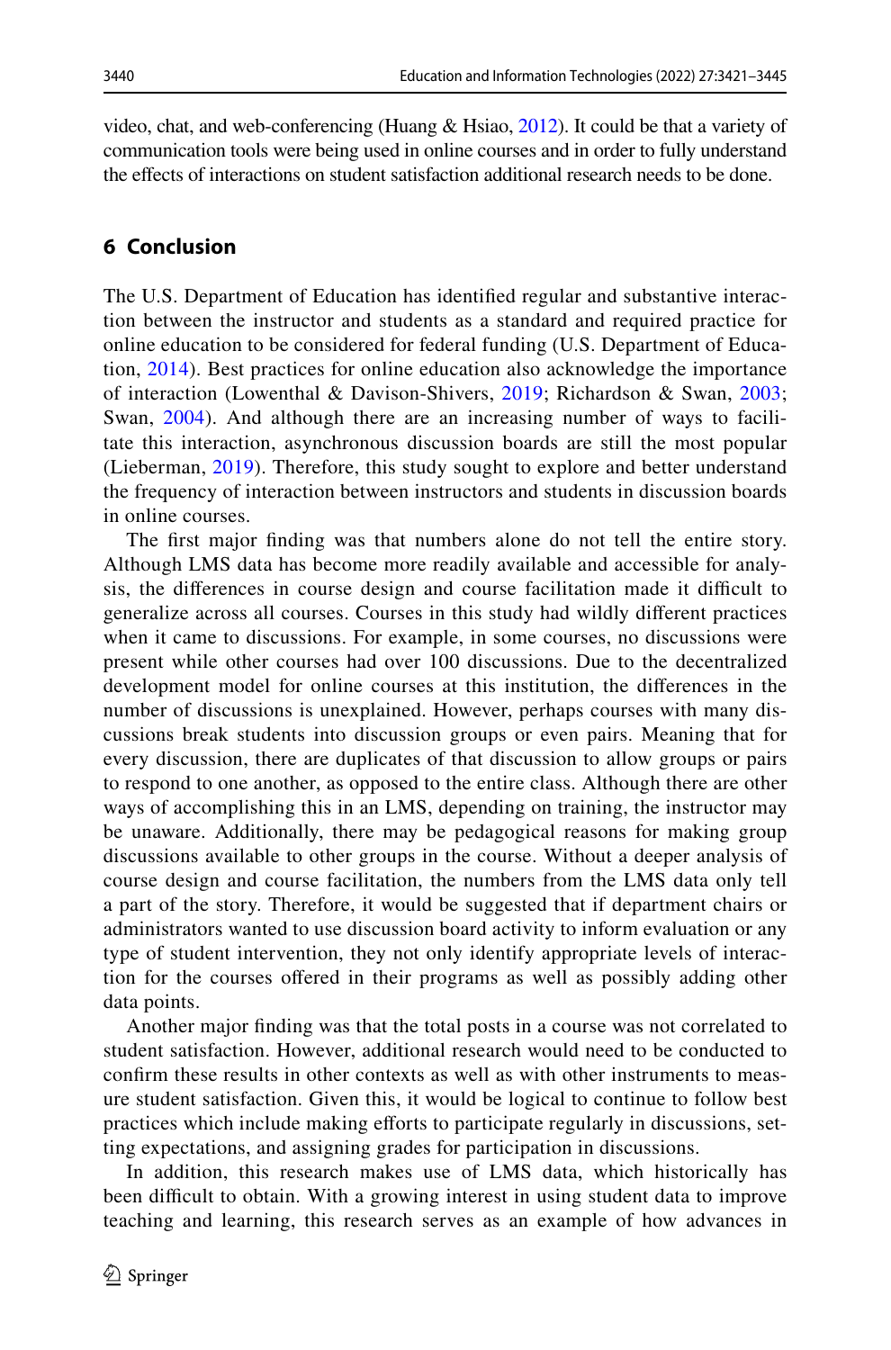video, chat, and web-conferencing (Huang & Hsiao, 2012). It could be that a variety of communication tools were being used in online courses and in order to fully understand the effects of interactions on student satisfaction additional research needs to be done.

## 6 Conclusion

The U.S. Department of Education has identified regular and substantive interaction between the instructor and students as a standard and required practice for online education to be considered for federal funding (U.S. Department of Education, 2014). Best practices for online education also acknowledge the importance of interaction (Lowenthal & Davison-Shivers, 2019; Richardson & Swan, 2003; Swan, 2004). And although there are an increasing number of ways to facilitate this interaction, asynchronous discussion boards are still the most popular (Lieberman, 2019). Therefore, this study sought to explore and better understand the frequency of interaction between instructors and students in discussion boards in online courses.

The first major finding was that numbers alone do not tell the entire story. Although LMS data has become more readily available and accessible for analysis, the differences in course design and course facilitation made it difficult to generalize across all courses. Courses in this study had wildly different practices when it came to discussions. For example, in some courses, no discussions were present while other courses had over 100 discussions. Due to the decentralized development model for online courses at this institution, the differences in the number of discussions is unexplained. However, perhaps courses with many discussions break students into discussion groups or even pairs. Meaning that for every discussion, there are duplicates of that discussion to allow groups or pairs to respond to one another, as opposed to the entire class. Although there are other ways of accomplishing this in an LMS, depending on training, the instructor may be unaware. Additionally, there may be pedagogical reasons for making group discussions available to other groups in the course. Without a deeper analysis of course design and course facilitation, the numbers from the LMS data only tell a part of the story. Therefore, it would be suggested that if department chairs or administrators wanted to use discussion board activity to inform evaluation or any type of student intervention, they not only identify appropriate levels of interaction for the courses offered in their programs as well as possibly adding other data points.

Another major finding was that the total posts in a course was not correlated to student satisfaction. However, additional research would need to be conducted to confirm these results in other contexts as well as with other instruments to measure student satisfaction. Given this, it would be logical to continue to follow best practices which include making efforts to participate regularly in discussions, setting expectations, and assigning grades for participation in discussions.

In addition, this research makes use of LMS data, which historically has been difficult to obtain. With a growing interest in using student data to improve teaching and learning, this research serves as an example of how advances in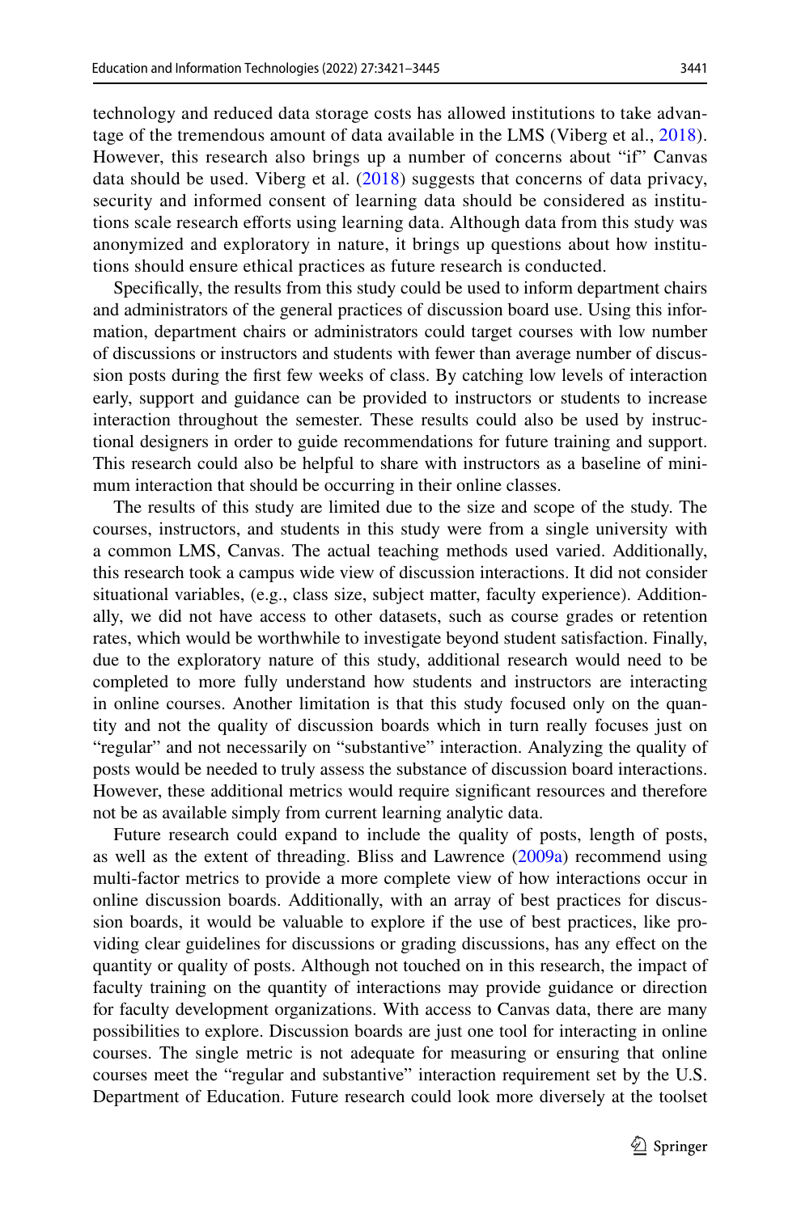technology and reduced data storage costs has allowed institutions to take advantage of the tremendous amount of data available in the LMS (Viberg et al., 2018). However, this research also brings up a number of concerns about "if" Canvas data should be used. Viberg et al. (2018) suggests that concerns of data privacy, security and informed consent of learning data should be considered as institutions scale research efforts using learning data. Although data from this study was anonymized and exploratory in nature, it brings up questions about how institutions should ensure ethical practices as future research is conducted.

Specifically, the results from this study could be used to inform department chairs and administrators of the general practices of discussion board use. Using this information, department chairs or administrators could target courses with low number of discussions or instructors and students with fewer than average number of discussion posts during the first few weeks of class. By catching low levels of interaction early, support and guidance can be provided to instructors or students to increase interaction throughout the semester. These results could also be used by instructional designers in order to guide recommendations for future training and support. This research could also be helpful to share with instructors as a baseline of minimum interaction that should be occurring in their online classes.

The results of this study are limited due to the size and scope of the study. The courses, instructors, and students in this study were from a single university with a common LMS, Canvas. The actual teaching methods used varied. Additionally, this research took a campus wide view of discussion interactions. It did not consider situational variables, (e.g., class size, subject matter, faculty experience). Additionally, we did not have access to other datasets, such as course grades or retention rates, which would be worthwhile to investigate beyond student satisfaction. Finally, due to the exploratory nature of this study, additional research would need to be completed to more fully understand how students and instructors are interacting in online courses. Another limitation is that this study focused only on the quantity and not the quality of discussion boards which in turn really focuses just on "regular" and not necessarily on "substantive" interaction. Analyzing the quality of posts would be needed to truly assess the substance of discussion board interactions. However, these additional metrics would require significant resources and therefore not be as available simply from current learning analytic data.

Future research could expand to include the quality of posts, length of posts, as well as the extent of threading. Bliss and Lawrence (2009a) recommend using multi-factor metrics to provide a more complete view of how interactions occur in online discussion boards. Additionally, with an array of best practices for discussion boards, it would be valuable to explore if the use of best practices, like providing clear guidelines for discussions or grading discussions, has any effect on the quantity or quality of posts. Although not touched on in this research, the impact of faculty training on the quantity of interactions may provide guidance or direction for faculty development organizations. With access to Canvas data, there are many possibilities to explore. Discussion boards are just one tool for interacting in online courses. The single metric is not adequate for measuring or ensuring that online courses meet the "regular and substantive" interaction requirement set by the U.S. Department of Education. Future research could look more diversely at the toolset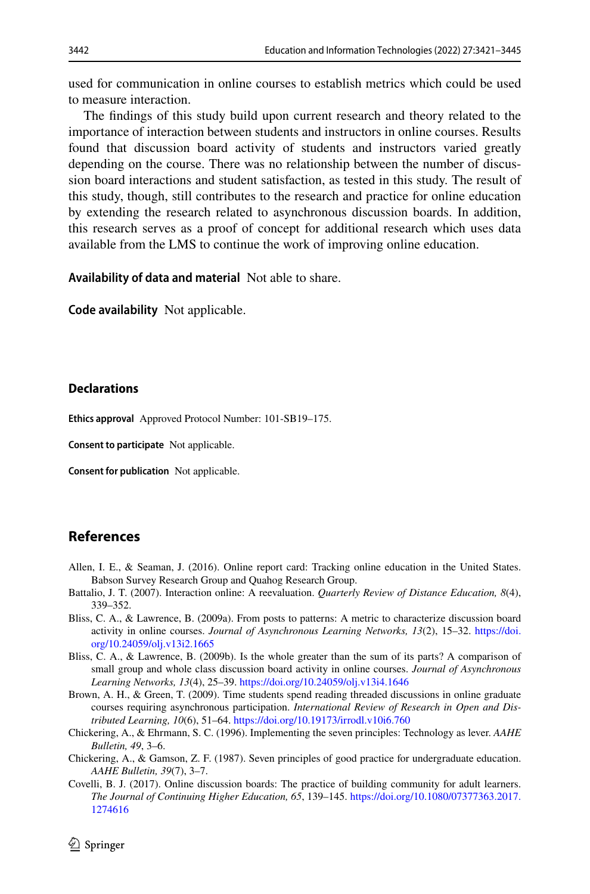used for communication in online courses to establish metrics which could be used to measure interaction.

The findings of this study build upon current research and theory related to the importance of interaction between students and instructors in online courses. Results found that discussion board activity of students and instructors varied greatly depending on the course. There was no relationship between the number of discussion board interactions and student satisfaction, as tested in this study. The result of this study, though, still contributes to the research and practice for online education by extending the research related to asynchronous discussion boards. In addition, this research serves as a proof of concept for additional research which uses data available from the LMS to continue the work of improving online education.

**Availability of data and material** Not able to share.

**Code availability** Not applicable.

## Declarations

**Ethics approval** Approved Protocol Number: 101-SB19–175.

**Consent to participate** Not applicable.

**Consent for publication** Not applicable.

## References

Allen, I. E., & Seaman, J. (2016). Online report card: Tracking online education in the United States. Babson Survey Research Group and Quahog Research Group.

Battalio, J. T. (2007). Interaction online: A reevaluation. *Quarterly Review of Distance Education, 8*(4), 339–352.

Bliss, C. A., & Lawrence, B. (2009a). From posts to patterns: A metric to characterize discussion board activity in online courses. *Journal of Asynchronous Learning Networks, 13*(2), 15–32. https://doi.org/10.24059/olj.v13i2.1665

Bliss, C. A., & Lawrence, B. (2009b). Is the whole greater than the sum of its parts? A comparison of small group and whole class discussion board activity in online courses. *Journal of Asynchronous Learning Networks, 13*(4), 25–39. https://doi.org/10.24059/olj.v13i4.1646

Brown, A. H., & Green, T. (2009). Time students spend reading threaded discussions in online graduate courses requiring asynchronous participation. *International Review of Research in Open and Distributed Learning, 10*(6), 51–64. https://doi.org/10.19173/irrodl.v10i6.760

Chickering, A., & Ehrmann, S. C. (1996). Implementing the seven principles: Technology as lever. *AAHE Bulletin, 49*, 3–6.

Chickering, A., & Gamson, Z. F. (1987). Seven principles of good practice for undergraduate education. *AAHE Bulletin, 39*(7), 3–7.

Covelli, B. J. (2017). Online discussion boards: The practice of building community for adult learners. *The Journal of Continuing Higher Education, 65*, 139–145. https://doi.org/10.1080/07377363.2017.1274616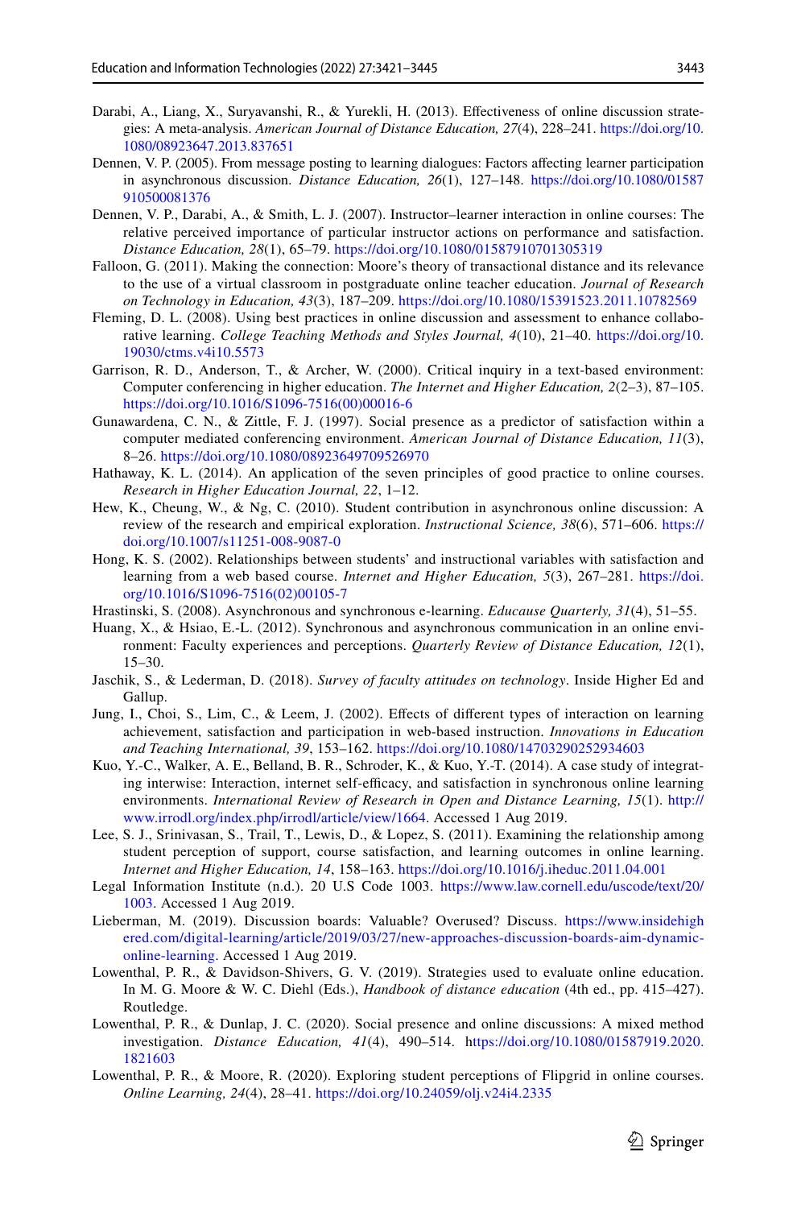Darabi, A., Liang, X., Suryavanshi, R., & Yurekli, H. (2013). Effectiveness of online discussion strategies: A meta-analysis. *American Journal of Distance Education, 27*(4), 228–241. https://doi.org/10.1080/08923647.2013.837651

Dennen, V. P. (2005). From message posting to learning dialogues: Factors affecting learner participation in asynchronous discussion. *Distance Education, 26*(1), 127–148. https://doi.org/10.1080/01587910500081376

Dennen, V. P., Darabi, A., & Smith, L. J. (2007). Instructor–learner interaction in online courses: The relative perceived importance of particular instructor actions on performance and satisfaction. *Distance Education, 28*(1), 65–79. https://doi.org/10.1080/01587910701305319

Falloon, G. (2011). Making the connection: Moore's theory of transactional distance and its relevance to the use of a virtual classroom in postgraduate online teacher education. *Journal of Research on Technology in Education, 43*(3), 187–209. https://doi.org/10.1080/15391523.2011.10782569

Fleming, D. L. (2008). Using best practices in online discussion and assessment to enhance collaborative learning. *College Teaching Methods and Styles Journal, 4*(10), 21–40. https://doi.org/10.19030/ctms.v4i10.5573

Garrison, R. D., Anderson, T., & Archer, W. (2000). Critical inquiry in a text-based environment: Computer conferencing in higher education. *The Internet and Higher Education, 2*(2–3), 87–105. https://doi.org/10.1016/S1096-7516(00)00016-6

Gunawardena, C. N., & Zittle, F. J. (1997). Social presence as a predictor of satisfaction within a computer mediated conferencing environment. *American Journal of Distance Education, 11*(3), 8–26. https://doi.org/10.1080/08923649709526970

Hathaway, K. L. (2014). An application of the seven principles of good practice to online courses. *Research in Higher Education Journal, 22*, 1–12.

Hew, K., Cheung, W., & Ng, C. (2010). Student contribution in asynchronous online discussion: A review of the research and empirical exploration. *Instructional Science, 38*(6), 571–606. https://doi.org/10.1007/s11251-008-9087-0

Hong, K. S. (2002). Relationships between students' and instructional variables with satisfaction and learning from a web based course. *Internet and Higher Education, 5*(3), 267–281. https://doi.org/10.1016/S1096-7516(02)00105-7

Hrastinski, S. (2008). Asynchronous and synchronous e-learning. *Educause Quarterly, 31*(4), 51–55.

Huang, X., & Hsiao, E.-L. (2012). Synchronous and asynchronous communication in an online environment: Faculty experiences and perceptions. *Quarterly Review of Distance Education, 12*(1), 15–30.

Jaschik, S., & Lederman, D. (2018). *Survey of faculty attitudes on technology*. Inside Higher Ed and Gallup.

Jung, I., Choi, S., Lim, C., & Leem, J. (2002). Effects of different types of interaction on learning achievement, satisfaction and participation in web-based instruction. *Innovations in Education and Teaching International, 39*, 153–162. https://doi.org/10.1080/14703290252934603

Kuo, Y.-C., Walker, A. E., Belland, B. R., Schroder, K., & Kuo, Y.-T. (2014). A case study of integrating interwise: Interaction, internet self-efficacy, and satisfaction in synchronous online learning environments. *International Review of Research in Open and Distance Learning, 15*(1). http://www.irrodl.org/index.php/irrodl/article/view/1664. Accessed 1 Aug 2019.

Lee, S. J., Srinivasan, S., Trail, T., Lewis, D., & Lopez, S. (2011). Examining the relationship among student perception of support, course satisfaction, and learning outcomes in online learning. *Internet and Higher Education, 14*, 158–163. https://doi.org/10.1016/j.iheduc.2011.04.001

Legal Information Institute (n.d.). 20 U.S Code 1003. https://www.law.cornell.edu/uscode/text/20/1003. Accessed 1 Aug 2019.

Lieberman, M. (2019). Discussion boards: Valuable? Overused? Discuss. https://www.insidehighered.com/digital-learning/article/2019/03/27/new-approaches-discussion-boards-aim-dynamic-online-learning. Accessed 1 Aug 2019.

Lowenthal, P. R., & Davidson-Shivers, G. V. (2019). Strategies used to evaluate online education. In M. G. Moore & W. C. Diehl (Eds.), *Handbook of distance education* (4th ed., pp. 415–427). Routledge.

Lowenthal, P. R., & Dunlap, J. C. (2020). Social presence and online discussions: A mixed method investigation. *Distance Education, 41*(4), 490–514. https://doi.org/10.1080/01587919.2020.1821603

Lowenthal, P. R., & Moore, R. (2020). Exploring student perceptions of Flipgrid in online courses. *Online Learning, 24*(4), 28–41. https://doi.org/10.24059/olj.v24i4.2335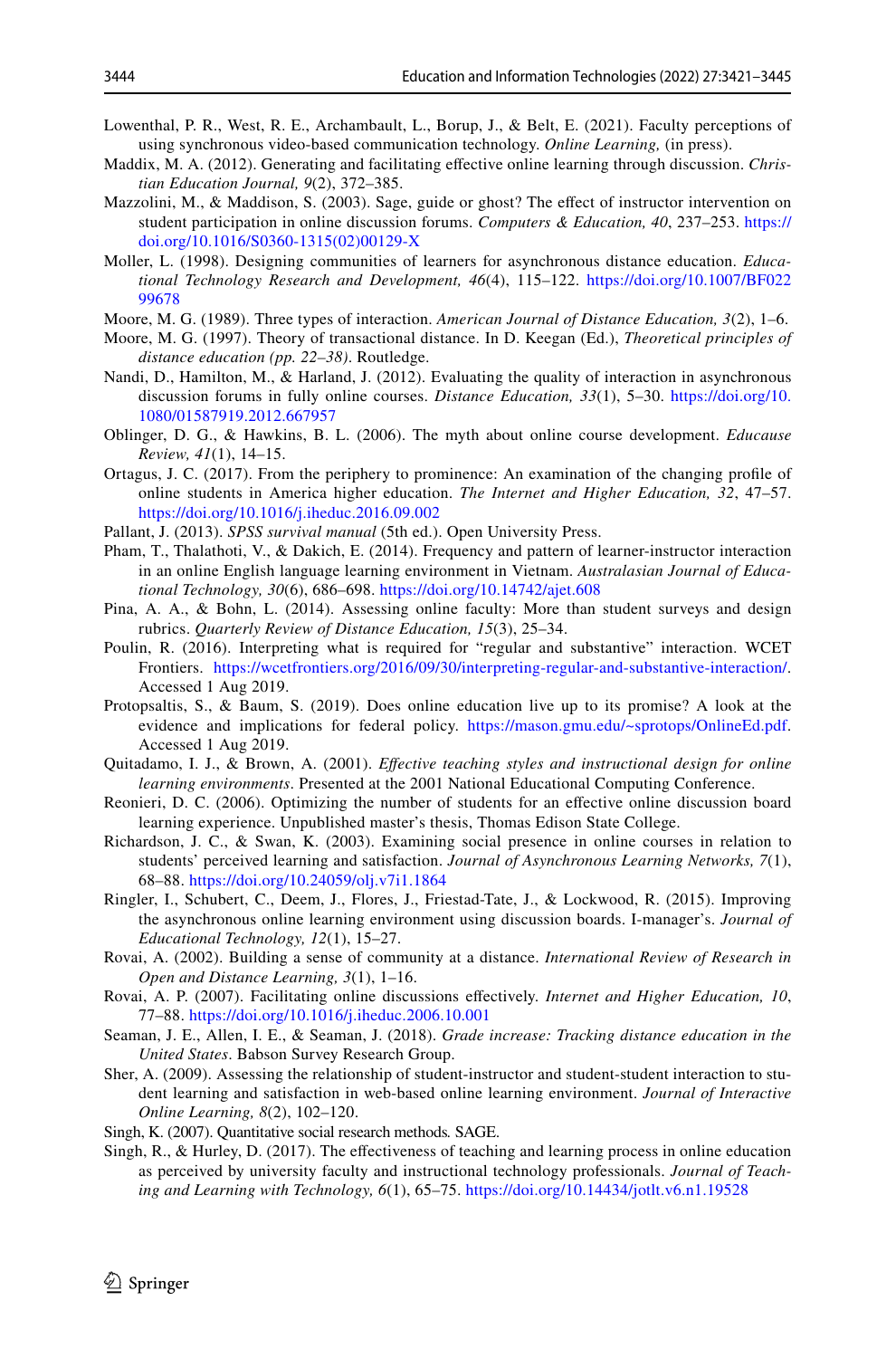Lowenthal, P. R., West, R. E., Archambault, L., Borup, J., & Belt, E. (2021). Faculty perceptions of using synchronous video-based communication technology. *Online Learning,* (in press).

Maddix, M. A. (2012). Generating and facilitating effective online learning through discussion. *Christian Education Journal, 9*(2), 372–385.

Mazzolini, M., & Maddison, S. (2003). Sage, guide or ghost? The effect of instructor intervention on student participation in online discussion forums. *Computers & Education, 40*, 237–253. https://doi.org/10.1016/S0360-1315(02)00129-X

Moller, L. (1998). Designing communities of learners for asynchronous distance education. *Educational Technology Research and Development, 46*(4), 115–122. https://doi.org/10.1007/BF02299678

Moore, M. G. (1989). Three types of interaction. *American Journal of Distance Education, 3*(2), 1–6.

Moore, M. G. (1997). Theory of transactional distance. In D. Keegan (Ed.), *Theoretical principles of distance education (pp. 22–38)*. Routledge.

Nandi, D., Hamilton, M., & Harland, J. (2012). Evaluating the quality of interaction in asynchronous discussion forums in fully online courses. *Distance Education, 33*(1), 5–30. https://doi.org/10.1080/01587919.2012.667957

Oblinger, D. G., & Hawkins, B. L. (2006). The myth about online course development. *Educause Review, 41*(1), 14–15.

Ortagus, J. C. (2017). From the periphery to prominence: An examination of the changing profile of online students in America higher education. *The Internet and Higher Education, 32*, 47–57. https://doi.org/10.1016/j.iheduc.2016.09.002

Pallant, J. (2013). *SPSS survival manual* (5th ed.). Open University Press.

Pham, T., Thalathoti, V., & Dakich, E. (2014). Frequency and pattern of learner-instructor interaction in an online English language learning environment in Vietnam. *Australasian Journal of Educational Technology, 30*(6), 686–698. https://doi.org/10.14742/ajet.608

Pina, A. A., & Bohn, L. (2014). Assessing online faculty: More than student surveys and design rubrics. *Quarterly Review of Distance Education, 15*(3), 25–34.

Poulin, R. (2016). Interpreting what is required for "regular and substantive" interaction. WCET Frontiers. https://wcetfrontiers.org/2016/09/30/interpreting-regular-and-substantive-interaction/. Accessed 1 Aug 2019.

Protopsaltis, S., & Baum, S. (2019). Does online education live up to its promise? A look at the evidence and implications for federal policy. https://mason.gmu.edu/~sprotops/OnlineEd.pdf. Accessed 1 Aug 2019.

Quitadamo, I. J., & Brown, A. (2001). *Effective teaching styles and instructional design for online learning environments*. Presented at the 2001 National Educational Computing Conference.

Reonieri, D. C. (2006). Optimizing the number of students for an effective online discussion board learning experience. Unpublished master's thesis, Thomas Edison State College.

Richardson, J. C., & Swan, K. (2003). Examining social presence in online courses in relation to students' perceived learning and satisfaction. *Journal of Asynchronous Learning Networks, 7*(1), 68–88. https://doi.org/10.24059/olj.v7i1.1864

Ringler, I., Schubert, C., Deem, J., Flores, J., Friestad-Tate, J., & Lockwood, R. (2015). Improving the asynchronous online learning environment using discussion boards. I-manager's. *Journal of Educational Technology, 12*(1), 15–27.

Rovai, A. (2002). Building a sense of community at a distance. *International Review of Research in Open and Distance Learning, 3*(1), 1–16.

Rovai, A. P. (2007). Facilitating online discussions effectively. *Internet and Higher Education, 10*, 77–88. https://doi.org/10.1016/j.iheduc.2006.10.001

Seaman, J. E., Allen, I. E., & Seaman, J. (2018). *Grade increase: Tracking distance education in the United States*. Babson Survey Research Group.

Sher, A. (2009). Assessing the relationship of student-instructor and student-student interaction to student learning and satisfaction in web-based online learning environment. *Journal of Interactive Online Learning, 8*(2), 102–120.

Singh, K. (2007). Quantitative social research methods. SAGE.

Singh, R., & Hurley, D. (2017). The effectiveness of teaching and learning process in online education as perceived by university faculty and instructional technology professionals. *Journal of Teaching and Learning with Technology, 6*(1), 65–75. https://doi.org/10.14434/jotlt.v6.n1.19528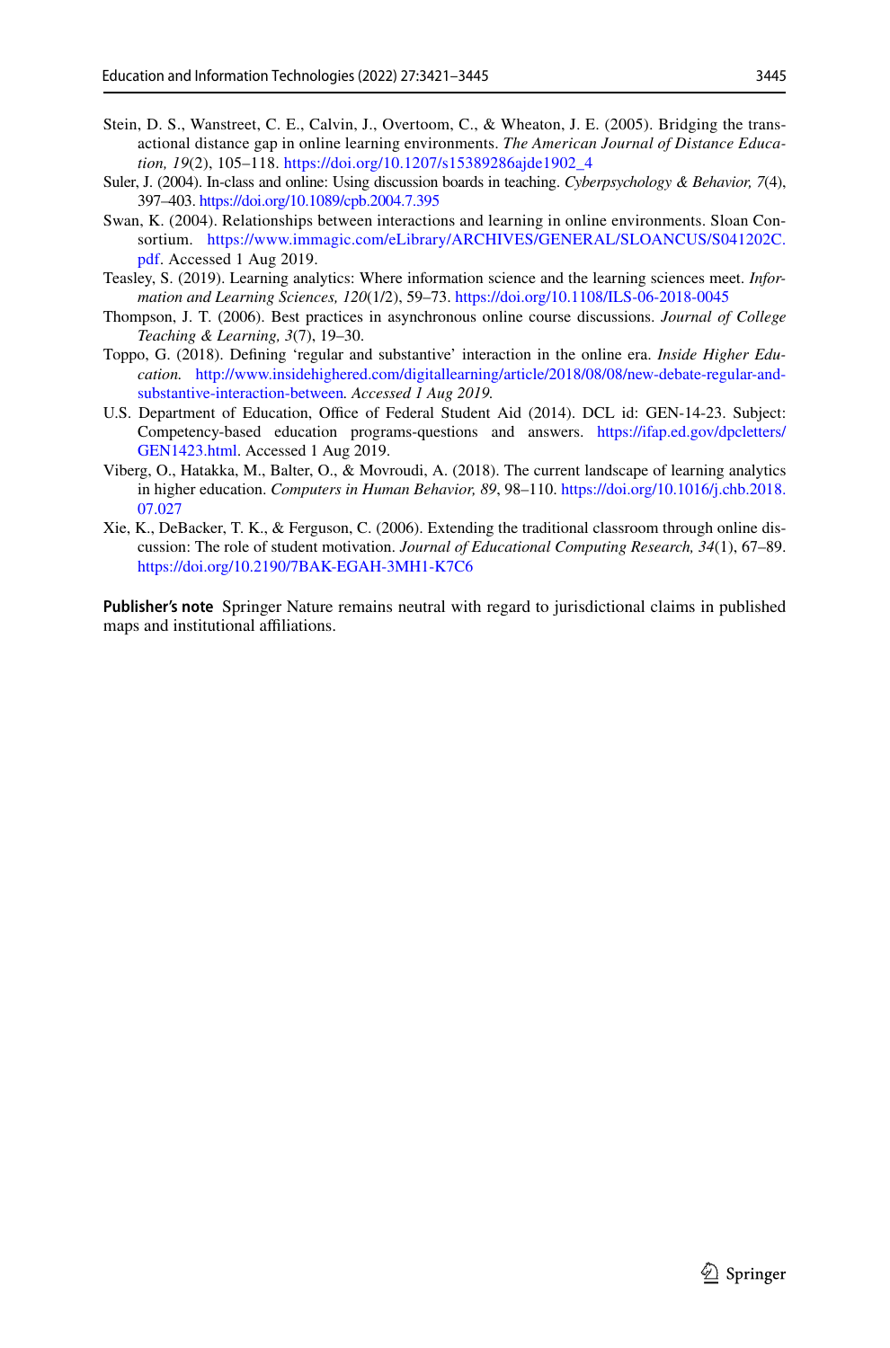Stein, D. S., Wanstreet, C. E., Calvin, J., Overtoom, C., & Wheaton, J. E. (2005). Bridging the transactional distance gap in online learning environments. *The American Journal of Distance Education, 19*(2), 105–118. https://doi.org/10.1207/s15389286ajde1902_4

Suler, J. (2004). In-class and online: Using discussion boards in teaching. *Cyberpsychology & Behavior, 7*(4), 397–403. https://doi.org/10.1089/cpb.2004.7.395

Swan, K. (2004). Relationships between interactions and learning in online environments. Sloan Consortium. https://www.immagic.com/eLibrary/ARCHIVES/GENERAL/SLOANCUS/S041202C.pdf. Accessed 1 Aug 2019.

Teasley, S. (2019). Learning analytics: Where information science and the learning sciences meet. *Information and Learning Sciences, 120*(1/2), 59–73. https://doi.org/10.1108/ILS-06-2018-0045

Thompson, J. T. (2006). Best practices in asynchronous online course discussions. *Journal of College Teaching & Learning, 3*(7), 19–30.

Toppo, G. (2018). Defining 'regular and substantive' interaction in the online era. *Inside Higher Education.* http://www.insidehighered.com/digitallearning/article/2018/08/08/new-debate-regular-and-substantive-interaction-between. *Accessed 1 Aug 2019.*

U.S. Department of Education, Office of Federal Student Aid (2014). DCL id: GEN-14-23. Subject: Competency-based education programs-questions and answers. https://ifap.ed.gov/dpcletters/GEN1423.html. Accessed 1 Aug 2019.

Viberg, O., Hatakka, M., Balter, O., & Movroudi, A. (2018). The current landscape of learning analytics in higher education. *Computers in Human Behavior, 89*, 98–110. https://doi.org/10.1016/j.chb.2018.07.027

Xie, K., DeBacker, T. K., & Ferguson, C. (2006). Extending the traditional classroom through online discussion: The role of student motivation. *Journal of Educational Computing Research, 34*(1), 67–89. https://doi.org/10.2190/7BAK-EGAH-3MH1-K7C6

**Publisher's note** Springer Nature remains neutral with regard to jurisdictional claims in published maps and institutional affiliations.